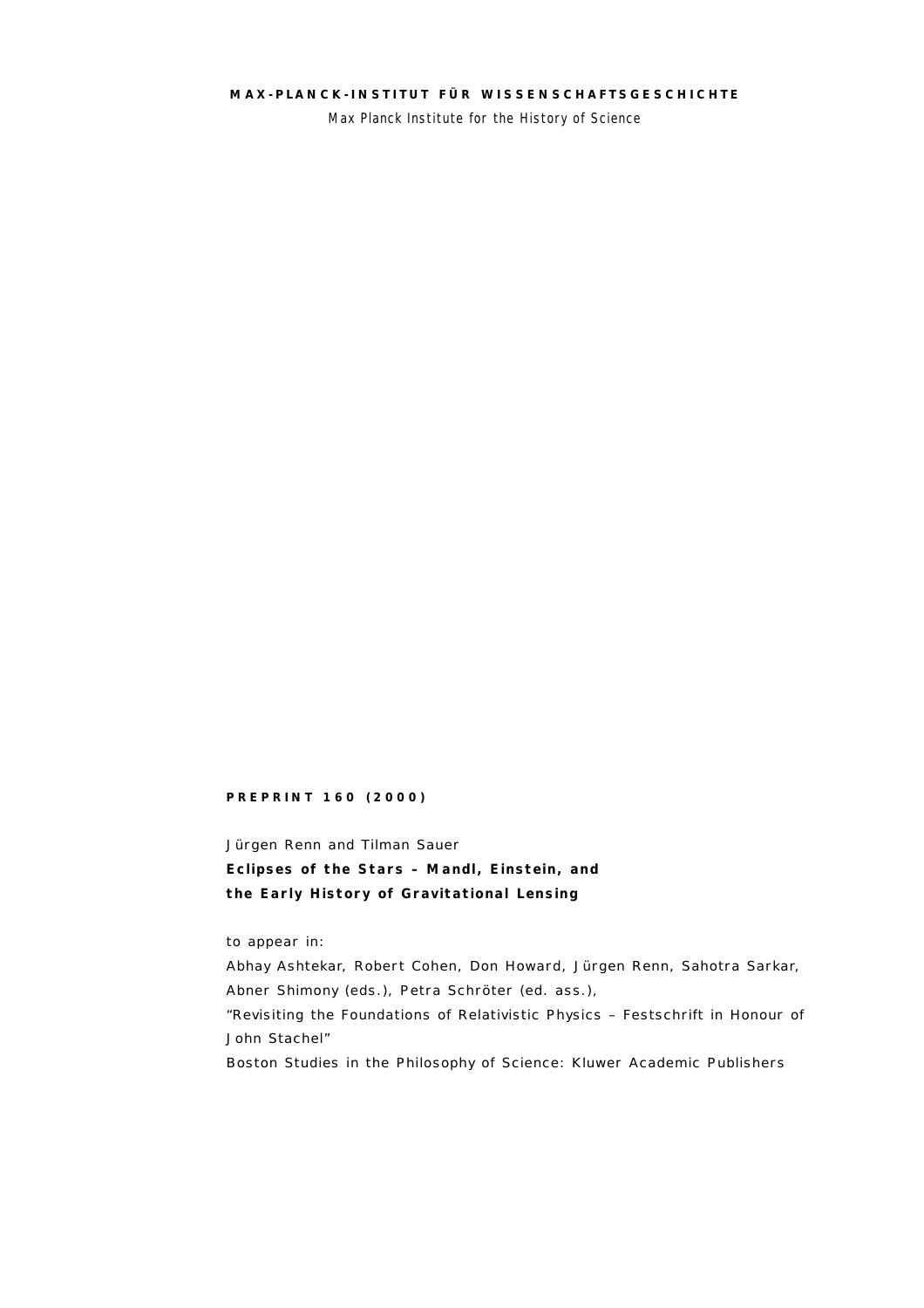**MAX-PLANCK-INSTITUT FÜR WISSENSCHAFTSGESCHICHTE**

Max Planck Institute for the History of Science

**PREPRINT 160 (2000)**

Jürgen Renn and Tilman Sauer

**Eclipses of the Stars – Mandl, Einstein, and the Early History of Gravitational Lensing**

to appear in:

Abhay Ashtekar, Robert Cohen, Don Howard, Jürgen Renn, Sahotra Sarkar, Abner Shimony (eds.), Petra Schröter (ed. ass.),

"Revisiting the Foundations of Relativistic Physics – Festschrift in Honour of John Stachel"

Boston Studies in the Philosophy of Science: Kluwer Academic Publishers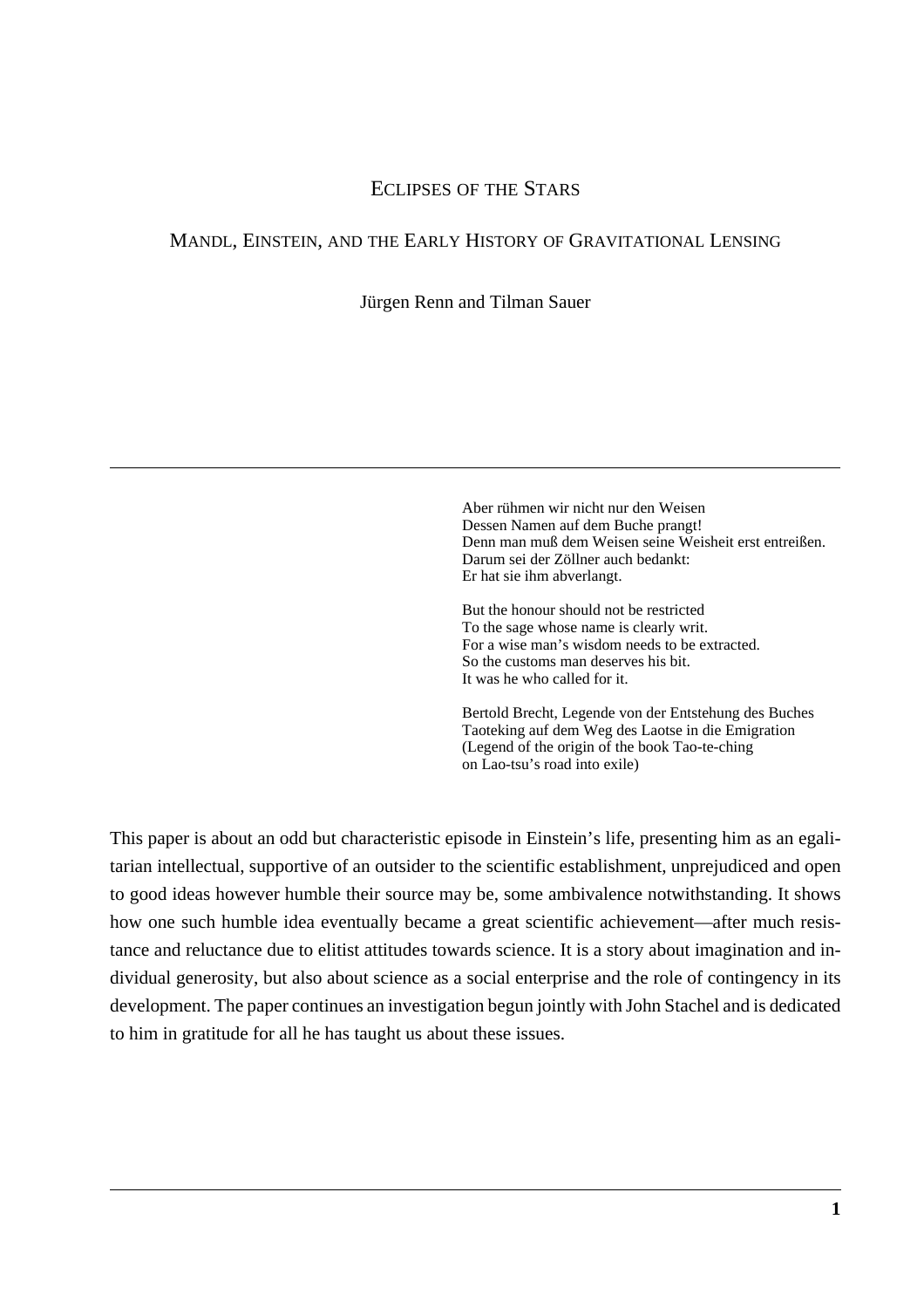# Eclipses of the Stars

## Mandl, Einstein, and the Early History of Gravitational Lensing

Jürgen Renn and Tilman Sauer

---

> Aber rühmen wir nicht nur den Weisen
> Dessen Namen auf dem Buche prangt!
> Denn man muß dem Weisen seine Weisheit erst entreißen.
> Darum sei der Zöllner auch bedankt:
> Er hat sie ihm abverlangt.
>
> But the honour should not be restricted
> To the sage whose name is clearly writ.
> For a wise man's wisdom needs to be extracted.
> So the customs man deserves his bit.
> It was he who called for it.
>
> Bertold Brecht, Legende von der Entstehung des Buches Taoteking auf dem Weg des Laotse in die Emigration
> (Legend of the origin of the book Tao-te-ching on Lao-tsu's road into exile)

This paper is about an odd but characteristic episode in Einstein's life, presenting him as an egalitarian intellectual, supportive of an outsider to the scientific establishment, unprejudiced and open to good ideas however humble their source may be, some ambivalence notwithstanding. It shows how one such humble idea eventually became a great scientific achievement—after much resistance and reluctance due to elitist attitudes towards science. It is a story about imagination and individual generosity, but also about science as a social enterprise and the role of contingency in its development. The paper continues an investigation begun jointly with John Stachel and is dedicated to him in gratitude for all he has taught us about these issues.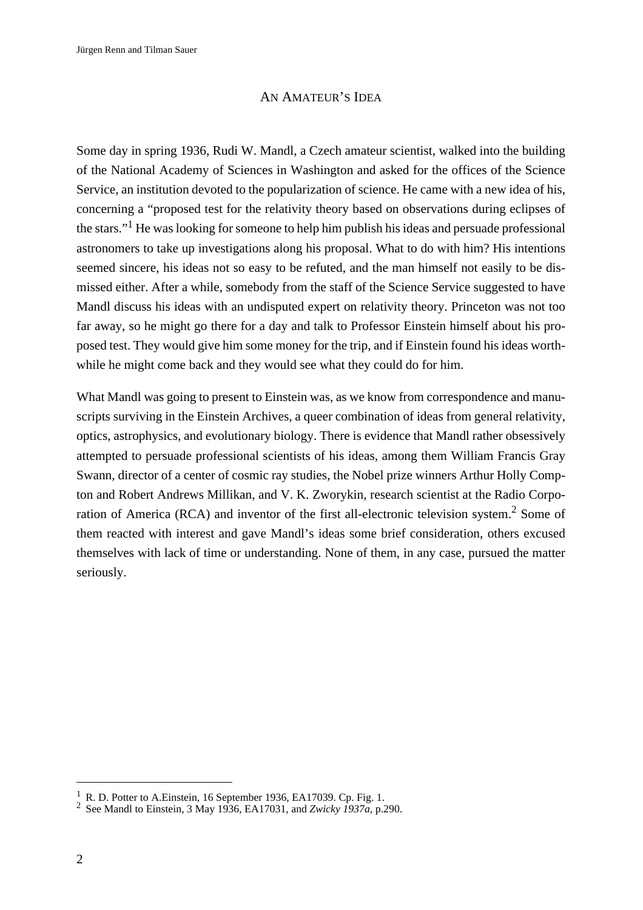## An Amateur's Idea

Some day in spring 1936, Rudi W. Mandl, a Czech amateur scientist, walked into the building of the National Academy of Sciences in Washington and asked for the offices of the Science Service, an institution devoted to the popularization of science. He came with a new idea of his, concerning a "proposed test for the relativity theory based on observations during eclipses of the stars."[1] He was looking for someone to help him publish his ideas and persuade professional astronomers to take up investigations along his proposal. What to do with him? His intentions seemed sincere, his ideas not so easy to be refuted, and the man himself not easily to be dismissed either. After a while, somebody from the staff of the Science Service suggested to have Mandl discuss his ideas with an undisputed expert on relativity theory. Princeton was not too far away, so he might go there for a day and talk to Professor Einstein himself about his proposed test. They would give him some money for the trip, and if Einstein found his ideas worthwhile he might come back and they would see what they could do for him.

What Mandl was going to present to Einstein was, as we know from correspondence and manuscripts surviving in the Einstein Archives, a queer combination of ideas from general relativity, optics, astrophysics, and evolutionary biology. There is evidence that Mandl rather obsessively attempted to persuade professional scientists of his ideas, among them William Francis Gray Swann, director of a center of cosmic ray studies, the Nobel prize winners Arthur Holly Compton and Robert Andrews Millikan, and V. K. Zworykin, research scientist at the Radio Corporation of America (RCA) and inventor of the first all-electronic television system.[2] Some of them reacted with interest and gave Mandl's ideas some brief consideration, others excused themselves with lack of time or understanding. None of them, in any case, pursued the matter seriously.

---

[1] R. D. Potter to A.Einstein, 16 September 1936, EA17039. Cp. Fig. 1.

[2] See Mandl to Einstein, 3 May 1936, EA17031, and *Zwicky 1937a*, p.290.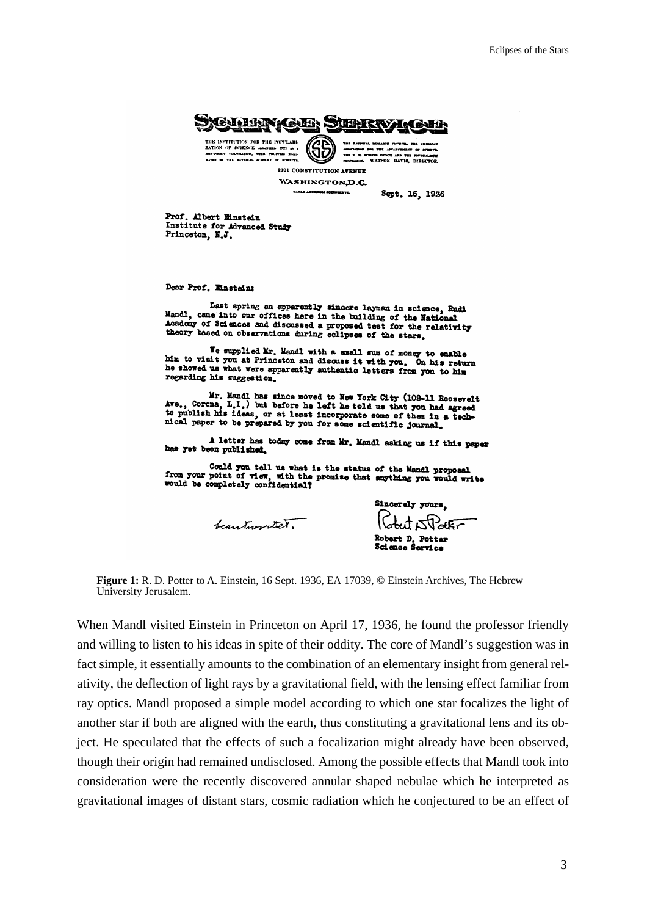SCIENCE SERVICE

THE INSTITUTION FOR THE POPULARIZATION OF SCIENCE organized 1921 as a non-profit corporation, with trustees nominated by the National Academy of Sciences, the National Research Council, the American Association for the Advancement of Science, the E. W. Scripps Estate and the journalistic profession. WATSON DAVIS, DIRECTOR.

2101 CONSTITUTION AVENUE
WASHINGTON, D.C.

Sept. 16, 1936

Prof. Albert Einstein
Institute for Advanced Study
Princeton, N.J.

Dear Prof. Einstein:

Last spring an apparently sincere layman in science, Rudi Mandl, came into our offices here in the building of the National Academy of Sciences and discussed a proposed test for the relativity theory based on observations during eclipses of the stars.

We supplied Mr. Mandl with a small sum of money to enable him to visit you at Princeton and discuss it with you. On his return he showed us what were apparently authentic letters from you to him regarding his suggestion.

Mr. Mandl has since moved to New York City (108-11 Roosevelt Ave., Corona, L.I.) but before he left he told us that you had agreed to publish his ideas, or at least incorporate some of them in a technical paper to be prepared by you for some scientific journal.

A letter has today come from Mr. Mandl asking us if this paper has yet been published.

Could you tell us what is the status of the Mandl proposal from your point of view, with the promise that anything you would write would be completely confidential?

beantwortet.

Sincerely yours,
Robert D. Potter
Robert D. Potter
Science Service

**Figure 1:** R. D. Potter to A. Einstein, 16 Sept. 1936, EA 17039, © Einstein Archives, The Hebrew University Jerusalem.

When Mandl visited Einstein in Princeton on April 17, 1936, he found the professor friendly and willing to listen to his ideas in spite of their oddity. The core of Mandl's suggestion was in fact simple, it essentially amounts to the combination of an elementary insight from general relativity, the deflection of light rays by a gravitational field, with the lensing effect familiar from ray optics. Mandl proposed a simple model according to which one star focalizes the light of another star if both are aligned with the earth, thus constituting a gravitational lens and its object. He speculated that the effects of such a focalization might already have been observed, though their origin had remained undisclosed. Among the possible effects that Mandl took into consideration were the recently discovered annular shaped nebulae which he interpreted as gravitational images of distant stars, cosmic radiation which he conjectured to be an effect of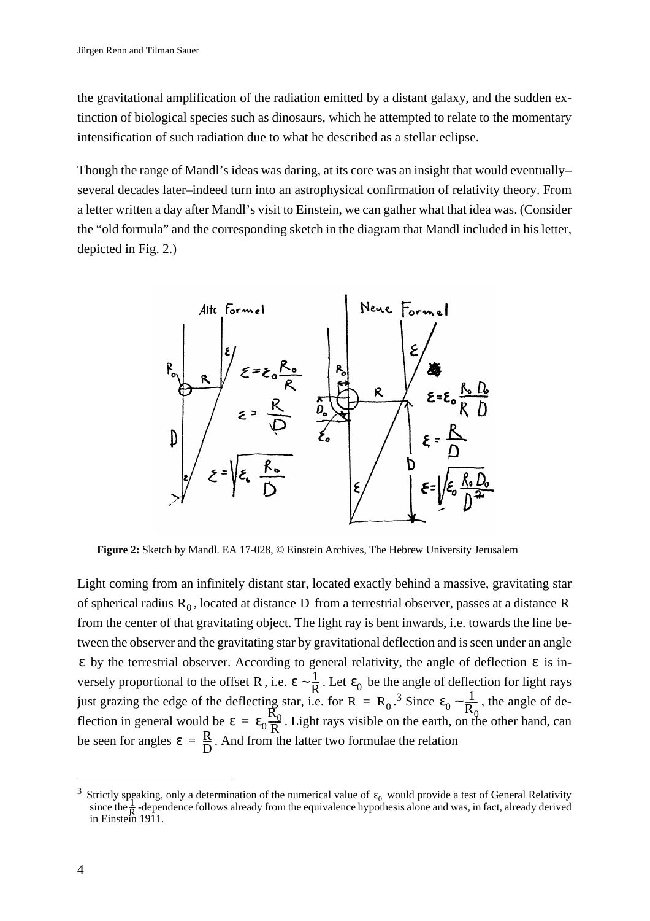the gravitational amplification of the radiation emitted by a distant galaxy, and the sudden extinction of biological species such as dinosaurs, which he attempted to relate to the momentary intensification of such radiation due to what he described as a stellar eclipse.

Though the range of Mandl's ideas was daring, at its core was an insight that would eventually–several decades later–indeed turn into an astrophysical confirmation of relativity theory. From a letter written a day after Mandl's visit to Einstein, we can gather what that idea was. (Consider the "old formula" and the corresponding sketch in the diagram that Mandl included in his letter, depicted in Fig. 2.)

**Figure 2:** Sketch by Mandl. EA 17-028, © Einstein Archives, The Hebrew University Jerusalem

Light coming from an infinitely distant star, located exactly behind a massive, gravitating star of spherical radius $R_0$, located at distance $D$ from a terrestrial observer, passes at a distance $R$ from the center of that gravitating object. The light ray is bent inwards, i.e. towards the line between the observer and the gravitating star by gravitational deflection and is seen under an angle $\varepsilon$ by the terrestrial observer. According to general relativity, the angle of deflection $\varepsilon$ is inversely proportional to the offset $R$, i.e. $\varepsilon \sim \frac{1}{R}$. Let $\varepsilon_0$ be the angle of deflection for light rays just grazing the edge of the deflecting star, i.e. for $R = R_0$.[3] Since $\varepsilon_0 \sim \frac{1}{R_0}$, the angle of deflection in general would be $\varepsilon = \varepsilon_0 \frac{R_0}{R}$. Light rays visible on the earth, on the other hand, can be seen for angles $\varepsilon = \frac{R}{D}$. And from the latter two formulae the relation

[3] Strictly speaking, only a determination of the numerical value of $\varepsilon_0$ would provide a test of General Relativity since the $\frac{1}{R}$-dependence follows already from the equivalence hypothesis alone and was, in fact, already derived in Einstein 1911.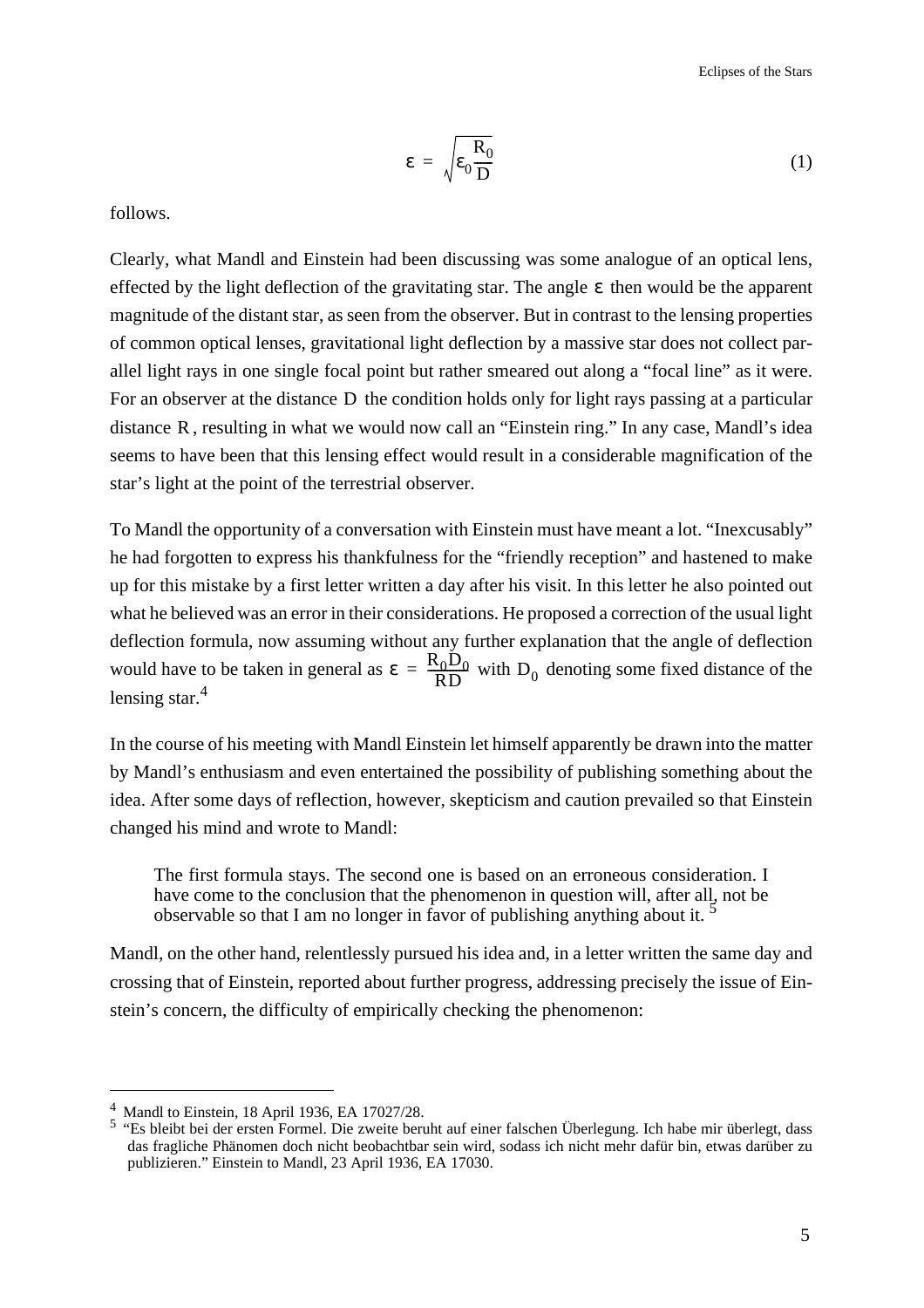$$\varepsilon = \sqrt{\varepsilon_0 \frac{R_0}{D}} \tag{1}$$

follows.

Clearly, what Mandl and Einstein had been discussing was some analogue of an optical lens, effected by the light deflection of the gravitating star. The angle $\varepsilon$ then would be the apparent magnitude of the distant star, as seen from the observer. But in contrast to the lensing properties of common optical lenses, gravitational light deflection by a massive star does not collect parallel light rays in one single focal point but rather smeared out along a "focal line" as it were. For an observer at the distance $D$ the condition holds only for light rays passing at a particular distance $R$, resulting in what we would now call an "Einstein ring." In any case, Mandl's idea seems to have been that this lensing effect would result in a considerable magnification of the star's light at the point of the terrestrial observer.

To Mandl the opportunity of a conversation with Einstein must have meant a lot. "Inexcusably" he had forgotten to express his thankfulness for the "friendly reception" and hastened to make up for this mistake by a first letter written a day after his visit. In this letter he also pointed out what he believed was an error in their considerations. He proposed a correction of the usual light deflection formula, now assuming without any further explanation that the angle of deflection would have to be taken in general as $\varepsilon = \frac{R_0 D_0}{RD}$ with $D_0$ denoting some fixed distance of the lensing star.[4]

In the course of his meeting with Mandl Einstein let himself apparently be drawn into the matter by Mandl's enthusiasm and even entertained the possibility of publishing something about the idea. After some days of reflection, however, skepticism and caution prevailed so that Einstein changed his mind and wrote to Mandl:

> The first formula stays. The second one is based on an erroneous consideration. I have come to the conclusion that the phenomenon in question will, after all, not be observable so that I am no longer in favor of publishing anything about it.[5]

Mandl, on the other hand, relentlessly pursued his idea and, in a letter written the same day and crossing that of Einstein, reported about further progress, addressing precisely the issue of Einstein's concern, the difficulty of empirically checking the phenomenon:

---

[4] Mandl to Einstein, 18 April 1936, EA 17027/28.

[5] "Es bleibt bei der ersten Formel. Die zweite beruht auf einer falschen Überlegung. Ich habe mir überlegt, dass das fragliche Phänomen doch nicht beobachtbar sein wird, sodass ich nicht mehr dafür bin, etwas darüber zu publizieren." Einstein to Mandl, 23 April 1936, EA 17030.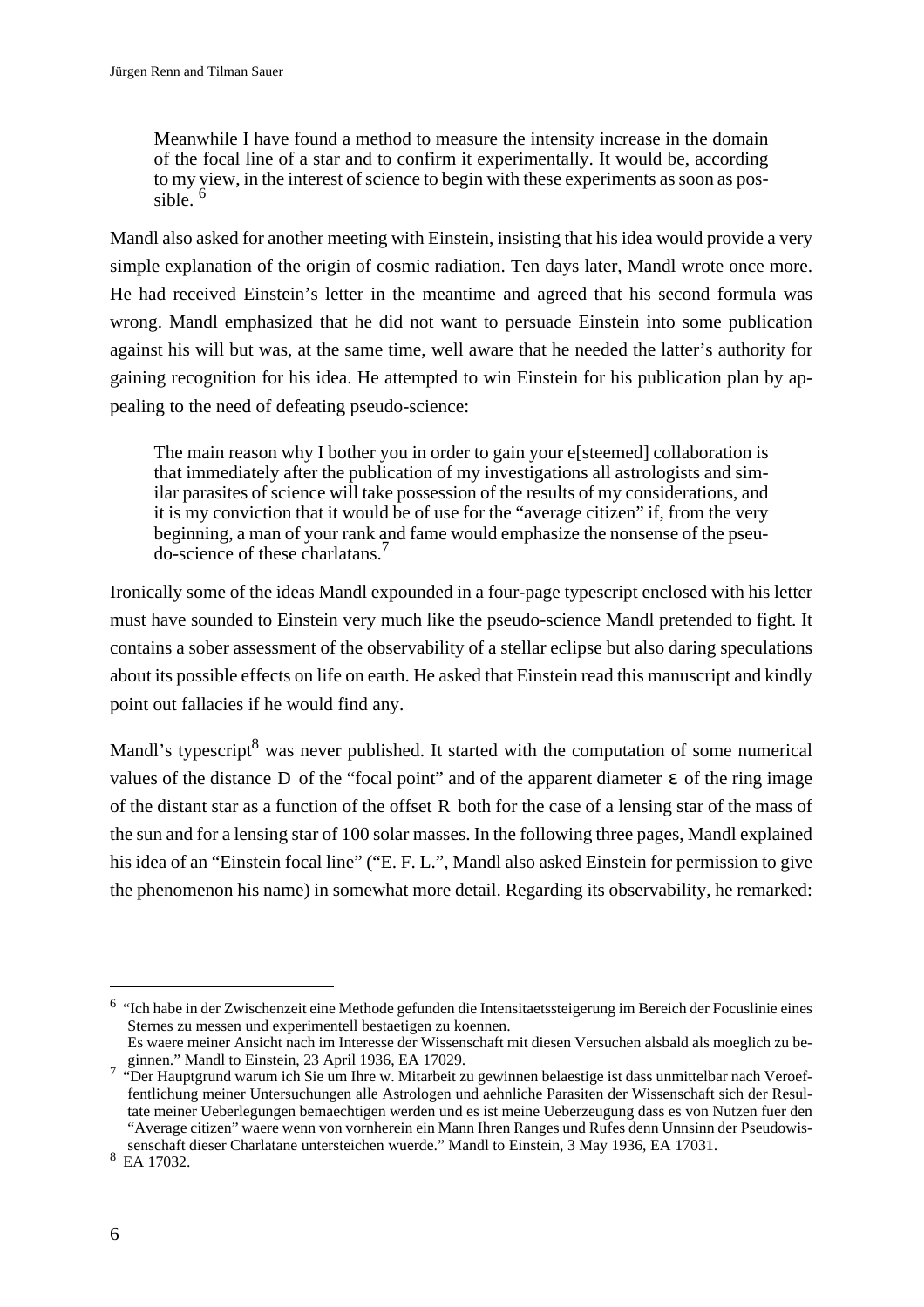> Meanwhile I have found a method to measure the intensity increase in the domain of the focal line of a star and to confirm it experimentally. It would be, according to my view, in the interest of science to begin with these experiments as soon as possible. [6]

Mandl also asked for another meeting with Einstein, insisting that his idea would provide a very simple explanation of the origin of cosmic radiation. Ten days later, Mandl wrote once more. He had received Einstein's letter in the meantime and agreed that his second formula was wrong. Mandl emphasized that he did not want to persuade Einstein into some publication against his will but was, at the same time, well aware that he needed the latter's authority for gaining recognition for his idea. He attempted to win Einstein for his publication plan by appealing to the need of defeating pseudo-science:

> The main reason why I bother you in order to gain your e[steemed] collaboration is that immediately after the publication of my investigations all astrologists and similar parasites of science will take possession of the results of my considerations, and it is my conviction that it would be of use for the "average citizen" if, from the very beginning, a man of your rank and fame would emphasize the nonsense of the pseudo-science of these charlatans.[7]

Ironically some of the ideas Mandl expounded in a four-page typescript enclosed with his letter must have sounded to Einstein very much like the pseudo-science Mandl pretended to fight. It contains a sober assessment of the observability of a stellar eclipse but also daring speculations about its possible effects on life on earth. He asked that Einstein read this manuscript and kindly point out fallacies if he would find any.

Mandl's typescript[8] was never published. It started with the computation of some numerical values of the distance $D$ of the "focal point" and of the apparent diameter $\varepsilon$ of the ring image of the distant star as a function of the offset $R$ both for the case of a lensing star of the mass of the sun and for a lensing star of 100 solar masses. In the following three pages, Mandl explained his idea of an "Einstein focal line" ("E. F. L.", Mandl also asked Einstein for permission to give the phenomenon his name) in somewhat more detail. Regarding its observability, he remarked:

---

[6] "Ich habe in der Zwischenzeit eine Methode gefunden die Intensitaetssteigerung im Bereich der Focuslinie eines Sternes zu messen und experimentell bestaetigen zu koennen.
Es waere meiner Ansicht nach im Interesse der Wissenschaft mit diesen Versuchen alsbald als moeglich zu beginnen." Mandl to Einstein, 23 April 1936, EA 17029.

[7] "Der Hauptgrund warum ich Sie um Ihre w. Mitarbeit zu gewinnen belaestige ist dass unmittelbar nach Veroeffentlichung meiner Untersuchungen alle Astrologen und aehnliche Parasiten der Wissenschaft sich der Resultate meiner Ueberlegungen bemaechtigen werden und es ist meine Ueberzeugung dass es von Nutzen fuer den "Average citizen" waere wenn von vornherein ein Mann Ihren Ranges und Rufes denn Unnsinn der Pseudowissenschaft dieser Charlatane untersteichen wuerde." Mandl to Einstein, 3 May 1936, EA 17031.

[8] EA 17032.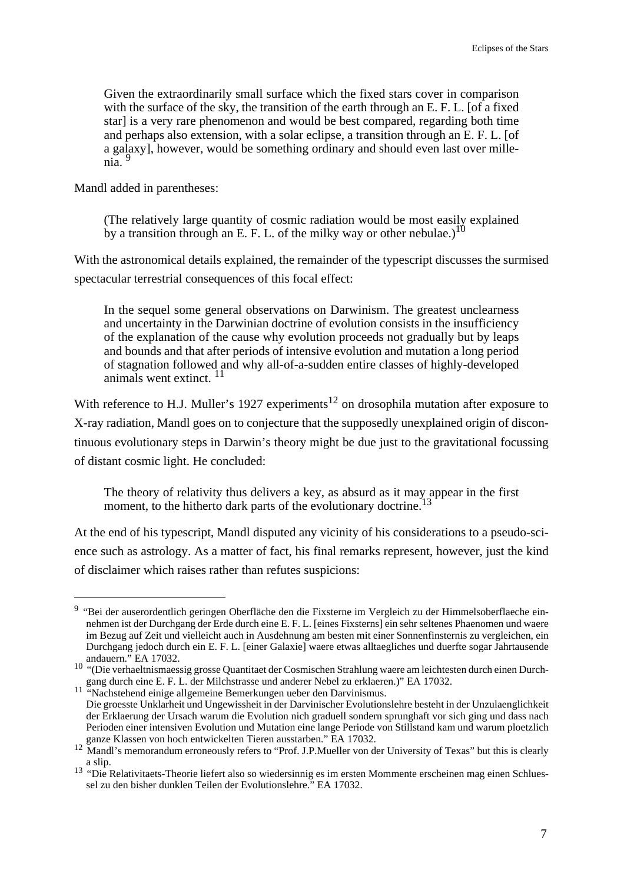> Given the extraordinarily small surface which the fixed stars cover in comparison with the surface of the sky, the transition of the earth through an E. F. L. [of a fixed star] is a very rare phenomenon and would be best compared, regarding both time and perhaps also extension, with a solar eclipse, a transition through an E. F. L. [of a galaxy], however, would be something ordinary and should even last over millenia. [9]

Mandl added in parentheses:

> (The relatively large quantity of cosmic radiation would be most easily explained by a transition through an E. F. L. of the milky way or other nebulae.)[10]

With the astronomical details explained, the remainder of the typescript discusses the surmised spectacular terrestrial consequences of this focal effect:

> In the sequel some general observations on Darwinism. The greatest unclearness and uncertainty in the Darwinian doctrine of evolution consists in the insufficiency of the explanation of the cause why evolution proceeds not gradually but by leaps and bounds and that after periods of intensive evolution and mutation a long period of stagnation followed and why all-of-a-sudden entire classes of highly-developed animals went extinct. [11]

With reference to H.J. Muller's 1927 experiments[12] on drosophila mutation after exposure to X-ray radiation, Mandl goes on to conjecture that the supposedly unexplained origin of discontinuous evolutionary steps in Darwin's theory might be due just to the gravitational focussing of distant cosmic light. He concluded:

> The theory of relativity thus delivers a key, as absurd as it may appear in the first moment, to the hitherto dark parts of the evolutionary doctrine.[13]

At the end of his typescript, Mandl disputed any vicinity of his considerations to a pseudo-science such as astrology. As a matter of fact, his final remarks represent, however, just the kind of disclaimer which raises rather than refutes suspicions:

---

[9] "Bei der auserordentlich geringen Oberfläche den die Fixsterne im Vergleich zu der Himmelsoberflaeche einnehmen ist der Durchgang der Erde durch eine E. F. L. [eines Fixsterns] ein sehr seltenes Phaenomen und waere im Bezug auf Zeit und vielleicht auch in Ausdehnung am besten mit einer Sonnenfinsternis zu vergleichen, ein Durchgang jedoch durch ein E. F. L. [einer Galaxie] waere etwas alltaegliches und duerfte sogar Jahrtausende andauern." EA 17032.

[10] "(Die verhaeltnismaessig grosse Quantitaet der Cosmischen Strahlung waere am leichtesten durch einen Durchgang durch eine E. F. L. der Milchstrasse und anderer Nebel zu erklaeren.)" EA 17032.

[11] "Nachstehend einige allgemeine Bemerkungen ueber den Darvinismus.
Die groesste Unklarheit und Ungewissheit in der Darvinischer Evolutionslehre besteht in der Unzulaenglichkeit der Erklaerung der Ursach warum die Evolution nich graduell sondern sprunghaft vor sich ging und dass nach Perioden einer intensiven Evolution und Mutation eine lange Periode von Stillstand kam und warum ploetzlich ganze Klassen von hoch entwickelten Tieren ausstarben." EA 17032.

[12] Mandl's memorandum erroneously refers to "Prof. J.P.Mueller von der University of Texas" but this is clearly a slip.

[13] "Die Relativitaets-Theorie liefert also so wiedersinnig es im ersten Mommente erscheinen mag einen Schluessel zu den bisher dunklen Teilen der Evolutionslehre." EA 17032.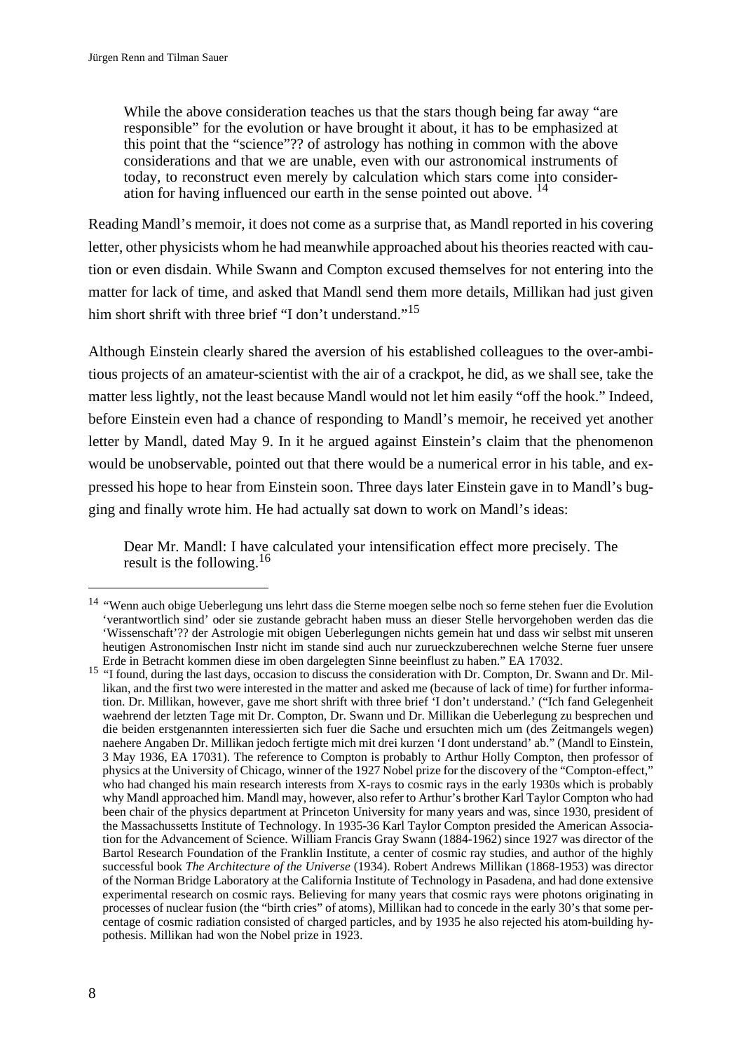> While the above consideration teaches us that the stars though being far away "are responsible" for the evolution or have brought it about, it has to be emphasized at this point that the "science"?? of astrology has nothing in common with the above considerations and that we are unable, even with our astronomical instruments of today, to reconstruct even merely by calculation which stars come into consideration for having influenced our earth in the sense pointed out above. [14]

Reading Mandl's memoir, it does not come as a surprise that, as Mandl reported in his covering letter, other physicists whom he had meanwhile approached about his theories reacted with caution or even disdain. While Swann and Compton excused themselves for not entering into the matter for lack of time, and asked that Mandl send them more details, Millikan had just given him short shrift with three brief "I don't understand."[15]

Although Einstein clearly shared the aversion of his established colleagues to the over-ambitious projects of an amateur-scientist with the air of a crackpot, he did, as we shall see, take the matter less lightly, not the least because Mandl would not let him easily "off the hook." Indeed, before Einstein even had a chance of responding to Mandl's memoir, he received yet another letter by Mandl, dated May 9. In it he argued against Einstein's claim that the phenomenon would be unobservable, pointed out that there would be a numerical error in his table, and expressed his hope to hear from Einstein soon. Three days later Einstein gave in to Mandl's bugging and finally wrote him. He had actually sat down to work on Mandl's ideas:

> Dear Mr. Mandl: I have calculated your intensification effect more precisely. The result is the following.[16]

---

[14] "Wenn auch obige Ueberlegung uns lehrt dass die Sterne moegen selbe noch so ferne stehen fuer die Evolution 'verantwortlich sind' oder sie zustande gebracht haben muss an dieser Stelle hervorgehoben werden das die 'Wissenschaft'?? der Astrologie mit obigen Ueberlegungen nichts gemein hat und dass wir selbst mit unseren heutigen Astronomischen Instr nicht im stande sind auch nur zurueckzuberechnen welche Sterne fuer unsere Erde in Betracht kommen diese im oben dargelegten Sinne beeinflust zu haben." EA 17032.

[15] "I found, during the last days, occasion to discuss the consideration with Dr. Compton, Dr. Swann and Dr. Millikan, and the first two were interested in the matter and asked me (because of lack of time) for further information. Dr. Millikan, however, gave me short shrift with three brief 'I don't understand.' ("Ich fand Gelegenheit waehrend der letzten Tage mit Dr. Compton, Dr. Swann und Dr. Millikan die Ueberlegung zu besprechen und die beiden erstgenannten interessierten sich fuer die Sache und ersuchten mich um (des Zeitmangels wegen) naehere Angaben Dr. Millikan jedoch fertigte mich mit drei kurzen 'I dont understand' ab." (Mandl to Einstein, 3 May 1936, EA 17031). The reference to Compton is probably to Arthur Holly Compton, then professor of physics at the University of Chicago, winner of the 1927 Nobel prize for the discovery of the "Compton-effect," who had changed his main research interests from X-rays to cosmic rays in the early 1930s which is probably why Mandl approached him. Mandl may, however, also refer to Arthur's brother Karl Taylor Compton who had been chair of the physics department at Princeton University for many years and was, since 1930, president of the Massachussetts Institute of Technology. In 1935-36 Karl Taylor Compton presided the American Association for the Advancement of Science. William Francis Gray Swann (1884-1962) since 1927 was director of the Bartol Research Foundation of the Franklin Institute, a center of cosmic ray studies, and author of the highly successful book *The Architecture of the Universe* (1934). Robert Andrews Millikan (1868-1953) was director of the Norman Bridge Laboratory at the California Institute of Technology in Pasadena, and had done extensive experimental research on cosmic rays. Believing for many years that cosmic rays were photons originating in processes of nuclear fusion (the "birth cries" of atoms), Millikan had to concede in the early 30's that some percentage of cosmic radiation consisted of charged particles, and by 1935 he also rejected his atom-building hypothesis. Millikan had won the Nobel prize in 1923.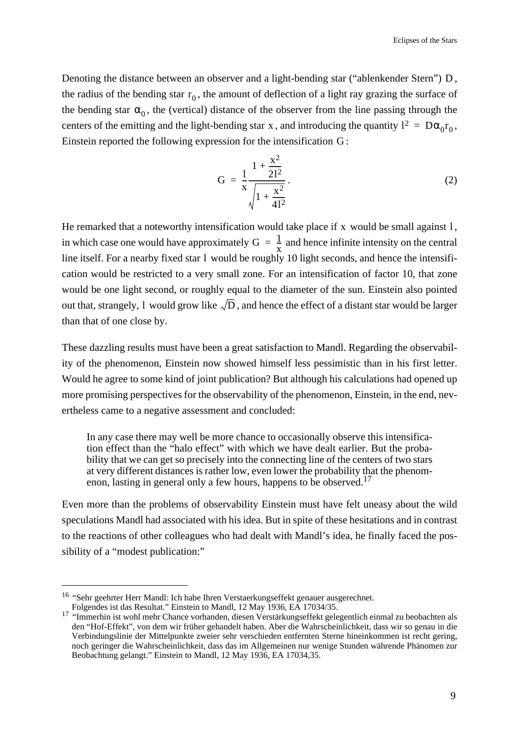Denoting the distance between an observer and a light-bending star ("ablenkender Stern") $D$, the radius of the bending star $r_0$, the amount of deflection of a light ray grazing the surface of the bending star $\alpha_0$, the (vertical) distance of the observer from the line passing through the centers of the emitting and the light-bending star $x$, and introducing the quantity $l^2 = D\alpha_0 r_0$, Einstein reported the following expression for the intensification $G$:

$$G = \frac{l}{x}\frac{1 + \frac{x^2}{2l^2}}{\sqrt{1 + \frac{x^2}{4l^2}}}. \tag{2}$$

He remarked that a noteworthy intensification would take place if $x$ would be small against $l$, in which case one would have approximately $G = \frac{l}{x}$ and hence infinite intensity on the central line itself. For a nearby fixed star $l$ would be roughly 10 light seconds, and hence the intensification would be restricted to a very small zone. For an intensification of factor 10, that zone would be one light second, or roughly equal to the diameter of the sun. Einstein also pointed out that, strangely, $l$ would grow like $\sqrt{D}$, and hence the effect of a distant star would be larger than that of one close by.

These dazzling results must have been a great satisfaction to Mandl. Regarding the observability of the phenomenon, Einstein now showed himself less pessimistic than in his first letter. Would he agree to some kind of joint publication? But although his calculations had opened up more promising perspectives for the observability of the phenomenon, Einstein, in the end, nevertheless came to a negative assessment and concluded:

> In any case there may well be more chance to occasionally observe this intensification effect than the "halo effect" with which we have dealt earlier. But the probability that we can get so precisely into the connecting line of the centers of two stars at very different distances is rather low, even lower the probability that the phenomenon, lasting in general only a few hours, happens to be observed.[17]

Even more than the problems of observability Einstein must have felt uneasy about the wild speculations Mandl had associated with his idea. But in spite of these hesitations and in contrast to the reactions of other colleagues who had dealt with Mandl's idea, he finally faced the possibility of a "modest publication:"

---

[16] "Sehr geehrter Herr Mandl: Ich habe Ihren Verstaerkungseffekt genauer ausgerechnet. Folgendes ist das Resultat." Einstein to Mandl, 12 May 1936, EA 17034/35.

[17] "Immerhin ist wohl mehr Chance vorhanden, diesen Verstärkungseffekt gelegentlich einmal zu beobachten als den "Hof-Effekt", von dem wir früher gehandelt haben. Aber die Wahrscheinlichkeit, dass wir so genau in die Verbindungslinie der Mittelpunkte zweier sehr verschieden entfernten Sterne hineinkommen ist recht gering, noch geringer die Wahrscheinlichkeit, dass das im Allgemeinen nur wenige Stunden währende Phänomen zur Beobachtung gelangt." Einstein to Mandl, 12 May 1936, EA 17034,35.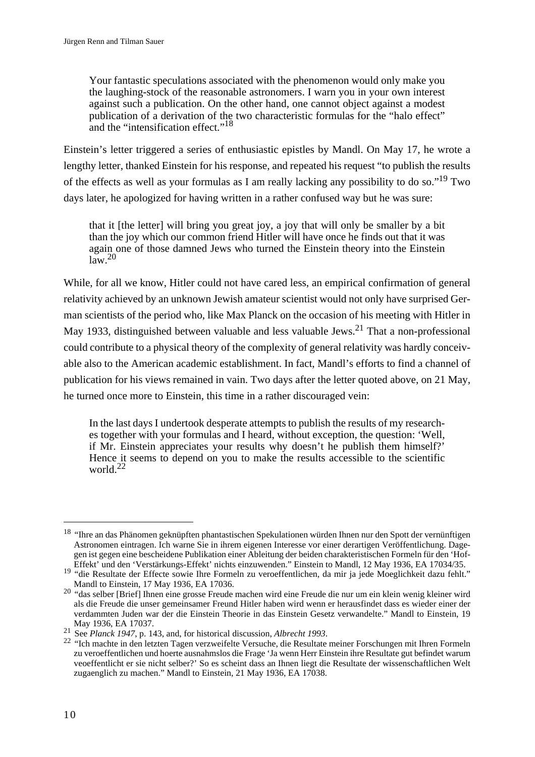> Your fantastic speculations associated with the phenomenon would only make you the laughing-stock of the reasonable astronomers. I warn you in your own interest against such a publication. On the other hand, one cannot object against a modest publication of a derivation of the two characteristic formulas for the "halo effect" and the "intensification effect."[18]

Einstein's letter triggered a series of enthusiastic epistles by Mandl. On May 17, he wrote a lengthy letter, thanked Einstein for his response, and repeated his request "to publish the results of the effects as well as your formulas as I am really lacking any possibility to do so."[19] Two days later, he apologized for having written in a rather confused way but he was sure:

> that it [the letter] will bring you great joy, a joy that will only be smaller by a bit than the joy which our common friend Hitler will have once he finds out that it was again one of those damned Jews who turned the Einstein theory into the Einstein law.[20]

While, for all we know, Hitler could not have cared less, an empirical confirmation of general relativity achieved by an unknown Jewish amateur scientist would not only have surprised German scientists of the period who, like Max Planck on the occasion of his meeting with Hitler in May 1933, distinguished between valuable and less valuable Jews.[21] That a non-professional could contribute to a physical theory of the complexity of general relativity was hardly conceivable also to the American academic establishment. In fact, Mandl's efforts to find a channel of publication for his views remained in vain. Two days after the letter quoted above, on 21 May, he turned once more to Einstein, this time in a rather discouraged vein:

> In the last days I undertook desperate attempts to publish the results of my researches together with your formulas and I heard, without exception, the question: 'Well, if Mr. Einstein appreciates your results why doesn't he publish them himself?' Hence it seems to depend on you to make the results accessible to the scientific world.[22]

---

[18] "Ihre an das Phänomen geknüpften phantastischen Spekulationen würden Ihnen nur den Spott der vernünftigen Astronomen eintragen. Ich warne Sie in ihrem eigenen Interesse vor einer derartigen Veröffentlichung. Dagegen ist gegen eine bescheidene Publikation einer Ableitung der beiden charakteristischen Formeln für den 'Hof-Effekt' und den 'Verstärkungs-Effekt' nichts einzuwenden." Einstein to Mandl, 12 May 1936, EA 17034/35.

[19] "die Resultate der Effecte sowie Ihre Formeln zu veroeffentlichen, da mir ja jede Moeglichkeit dazu fehlt." Mandl to Einstein, 17 May 1936, EA 17036.

[20] "das selber [Brief] Ihnen eine grosse Freude machen wird eine Freude die nur um ein klein wenig kleiner wird als die Freude die unser gemeinsamer Freund Hitler haben wird wenn er herausfindet dass es wieder einer der verdammten Juden war der die Einstein Theorie in das Einstein Gesetz verwandelte." Mandl to Einstein, 19 May 1936, EA 17037.

[21] See *Planck 1947*, p. 143, and, for historical discussion, *Albrecht 1993*.

[22] "Ich machte in den letzten Tagen verzweifelte Versuche, die Resultate meiner Forschungen mit Ihren Formeln zu veroeffentlichen und hoerte ausnahmslos die Frage 'Ja wenn Herr Einstein ihre Resultate gut befindet warum veoeffentlicht er sie nicht selber?' So es scheint dass an Ihnen liegt die Resultate der wissenschaftlichen Welt zugaenglich zu machen." Mandl to Einstein, 21 May 1936, EA 17038.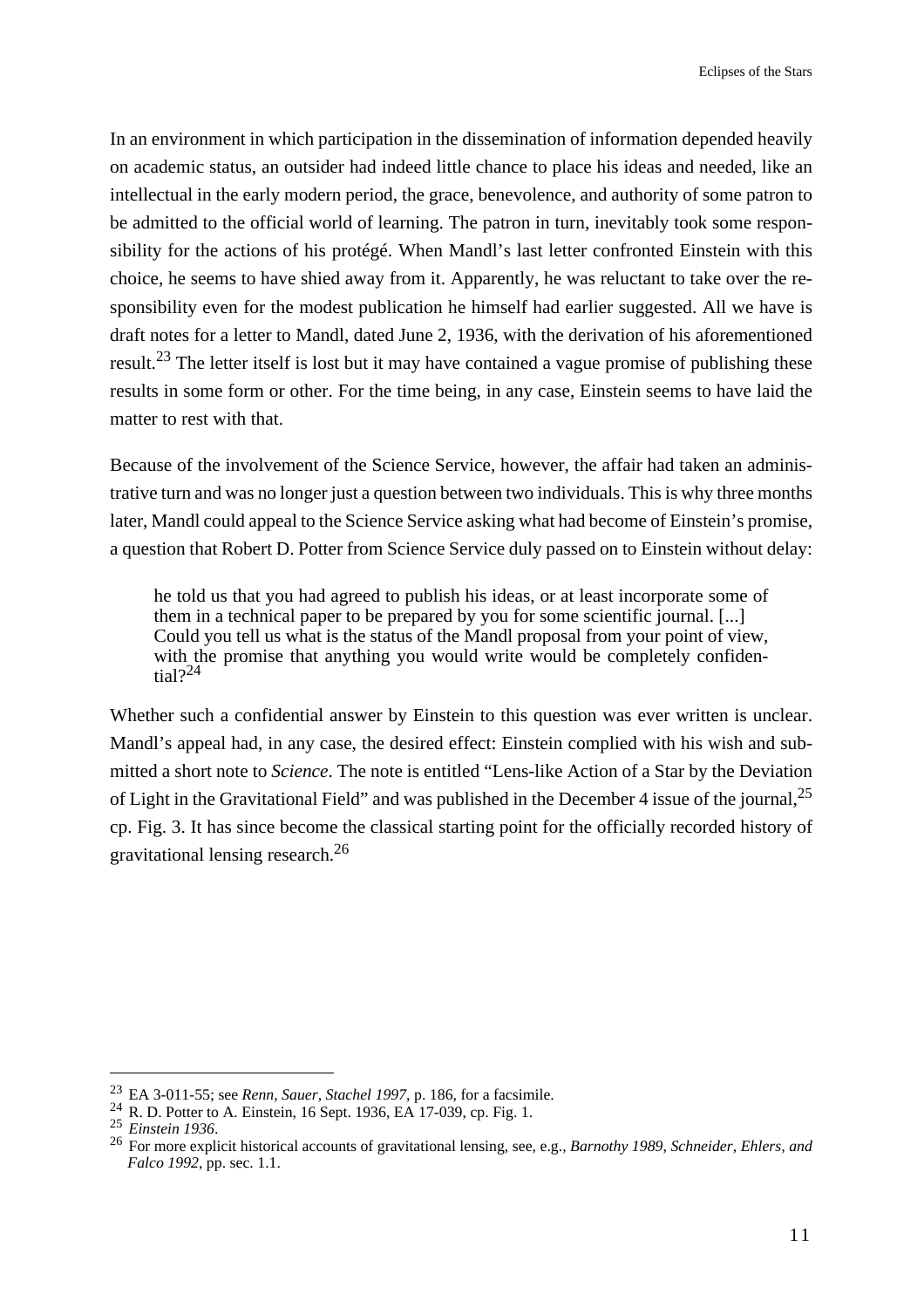In an environment in which participation in the dissemination of information depended heavily on academic status, an outsider had indeed little chance to place his ideas and needed, like an intellectual in the early modern period, the grace, benevolence, and authority of some patron to be admitted to the official world of learning. The patron in turn, inevitably took some responsibility for the actions of his protégé. When Mandl's last letter confronted Einstein with this choice, he seems to have shied away from it. Apparently, he was reluctant to take over the responsibility even for the modest publication he himself had earlier suggested. All we have is draft notes for a letter to Mandl, dated June 2, 1936, with the derivation of his aforementioned result.[23] The letter itself is lost but it may have contained a vague promise of publishing these results in some form or other. For the time being, in any case, Einstein seems to have laid the matter to rest with that.

Because of the involvement of the Science Service, however, the affair had taken an administrative turn and was no longer just a question between two individuals. This is why three months later, Mandl could appeal to the Science Service asking what had become of Einstein's promise, a question that Robert D. Potter from Science Service duly passed on to Einstein without delay:

> he told us that you had agreed to publish his ideas, or at least incorporate some of them in a technical paper to be prepared by you for some scientific journal. [...] Could you tell us what is the status of the Mandl proposal from your point of view, with the promise that anything you would write would be completely confidential?[24]

Whether such a confidential answer by Einstein to this question was ever written is unclear. Mandl's appeal had, in any case, the desired effect: Einstein complied with his wish and submitted a short note to *Science*. The note is entitled "Lens-like Action of a Star by the Deviation of Light in the Gravitational Field" and was published in the December 4 issue of the journal,[25] cp. Fig. 3. It has since become the classical starting point for the officially recorded history of gravitational lensing research.[26]

---

[23] EA 3-011-55; see *Renn, Sauer, Stachel 1997*, p. 186, for a facsimile.

[24] R. D. Potter to A. Einstein, 16 Sept. 1936, EA 17-039, cp. Fig. 1.

[25] *Einstein 1936*.

[26] For more explicit historical accounts of gravitational lensing, see, e.g., *Barnothy 1989, Schneider, Ehlers, and Falco 1992*, pp. sec. 1.1.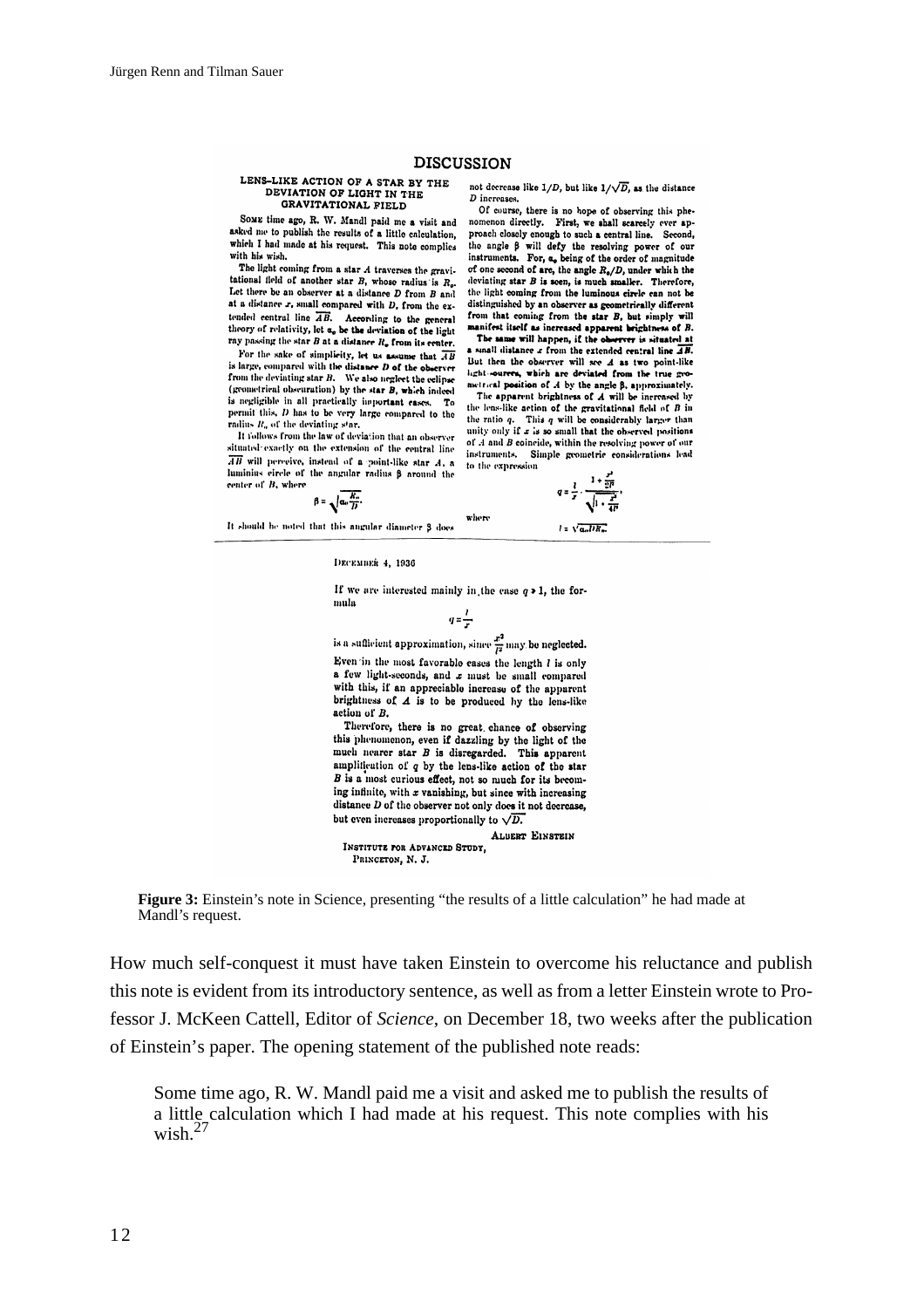## DISCUSSION

### LENS-LIKE ACTION OF A STAR BY THE DEVIATION OF LIGHT IN THE GRAVITATIONAL FIELD

Some time ago, R. W. Mandl paid me a visit and asked me to publish the results of a little calculation, which I had made at his request. This note complies with his wish.

The light coming from a star $A$ traverses the gravitational field of another star $B$, whose radius is $R_o$. Let there be an observer at a distance $D$ from $B$ and at a distance $x$, small compared with $D$, from the extended central line $\overline{AB}$. According to the general theory of relativity, let $a_o$ be the deviation of the light ray passing the star $B$ at a distance $R_o$ from its center.

For the sake of simplicity, let us assume that $\overline{AB}$ is large, compared with the distance $D$ of the observer from the deviating star $B$. We also neglect the eclipse (geometrical obscuration) by the star $B$, which indeed is negligible in all practically important cases. To permit this, $D$ has to be very large compared to the radius $R_o$ of the deviating star.

It follows from the law of deviation that an observer situated exactly on the extension of the central line $\overline{AB}$ will perceive, instead of a point-like star $A$, a luminous circle of the angular radius $\beta$ around the center of $B$, where

$$\beta = \sqrt{a_o \frac{R_o}{D}}.$$

It should be noted that this angular diameter $\beta$ does not decrease like $1/D$, but like $1/\sqrt{D}$, as the distance $D$ increases.

Of course, there is no hope of observing this phenomenon directly. First, we shall scarcely ever approach closely enough to such a central line. Second, the angle $\beta$ will defy the resolving power of our instruments. For, $a_o$ being of the order of magnitude of one second of arc, the angle $R_o/D$, under which the deviating star $B$ is seen, is much smaller. Therefore, the light coming from the luminous circle can not be distinguished by an observer as geometrically different from that coming from the star $B$, but simply will manifest itself as increased apparent brightness of $B$.

The same will happen, if the observer is situated at a small distance $x$ from the extended central line $\overline{AB}$. But then the observer will see $A$ as two point-like light-sources, which are deviated from the true geometrical position of $A$ by the angle $\beta$, approximately.

The apparent brightness of $A$ will be increased by the lens-like action of the gravitational field of $B$ in the ratio $q$. This $q$ will be considerably larger than unity only if $x$ is so small that the observed positions of $A$ and $B$ coincide, within the resolving power of our instruments. Simple geometric considerations lead to the expression

$$q = \frac{l}{x} \cdot \frac{1 + \frac{x^2}{2l^2}}{\sqrt{1 + \frac{x^2}{4l^2}}},$$

where

$$l = \sqrt{a_o D R_o}.$$

If we are interested mainly in the case $q \gg 1$, the formula

$$q = \frac{l}{x}$$

is a sufficient approximation, since $\frac{x^2}{l^2}$ may be neglected.

Even in the most favorable cases the length $l$ is only a few light-seconds, and $x$ must be small compared with this, if an appreciable increase of the apparent brightness of $A$ is to be produced by the lens-like action of $B$.

Therefore, there is no great chance of observing this phenomenon, even if dazzling by the light of the much nearer star $B$ is disregarded. This apparent amplification of $q$ by the lens-like action of the star $B$ is a most curious effect, not so much for its becoming infinite, with $x$ vanishing, but since with increasing distance $D$ of the observer not only does it not decrease, but even increases proportionally to $\sqrt{D}$.

ALBERT EINSTEIN

INSTITUTE FOR ADVANCED STUDY,
PRINCETON, N. J.

DECEMBER 4, 1936

**Figure 3:** Einstein's note in Science, presenting "the results of a little calculation" he had made at Mandl's request.

How much self-conquest it must have taken Einstein to overcome his reluctance and publish this note is evident from its introductory sentence, as well as from a letter Einstein wrote to Professor J. McKeen Cattell, Editor of *Science*, on December 18, two weeks after the publication of Einstein's paper. The opening statement of the published note reads:

> Some time ago, R. W. Mandl paid me a visit and asked me to publish the results of a little calculation which I had made at his request. This note complies with his wish.[27]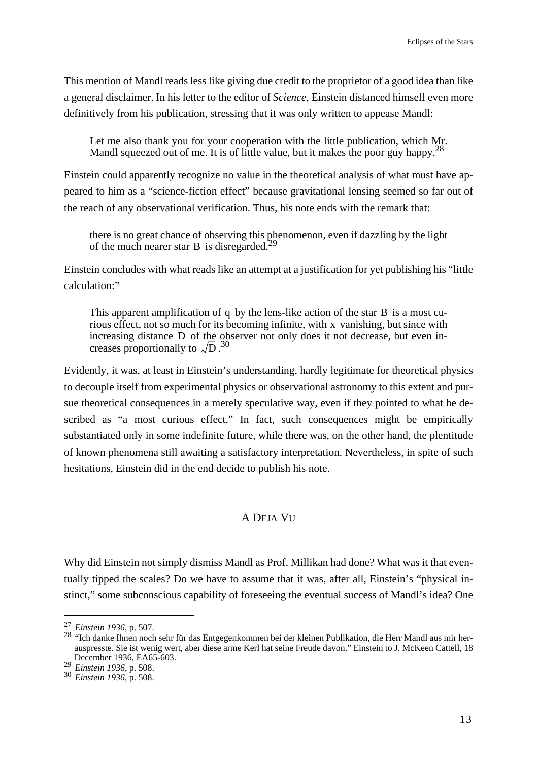This mention of Mandl reads less like giving due credit to the proprietor of a good idea than like a general disclaimer. In his letter to the editor of *Science,* Einstein distanced himself even more definitively from his publication, stressing that it was only written to appease Mandl:

> Let me also thank you for your cooperation with the little publication, which Mr. Mandl squeezed out of me. It is of little value, but it makes the poor guy happy.[28]

Einstein could apparently recognize no value in the theoretical analysis of what must have appeared to him as a "science-fiction effect" because gravitational lensing seemed so far out of the reach of any observational verification. Thus, his note ends with the remark that:

> there is no great chance of observing this phenomenon, even if dazzling by the light of the much nearer star $B$ is disregarded.[29]

Einstein concludes with what reads like an attempt at a justification for yet publishing his "little calculation:"

> This apparent amplification of $q$ by the lens-like action of the star $B$ is a most curious effect, not so much for its becoming infinite, with $x$ vanishing, but since with increasing distance $D$ of the observer not only does it not decrease, but even increases proportionally to $\sqrt{D}$.[30]

Evidently, it was, at least in Einstein's understanding, hardly legitimate for theoretical physics to decouple itself from experimental physics or observational astronomy to this extent and pursue theoretical consequences in a merely speculative way, even if they pointed to what he described as "a most curious effect." In fact, such consequences might be empirically substantiated only in some indefinite future, while there was, on the other hand, the plentitude of known phenomena still awaiting a satisfactory interpretation. Nevertheless, in spite of such hesitations, Einstein did in the end decide to publish his note.

## A Deja Vu

Why did Einstein not simply dismiss Mandl as Prof. Millikan had done? What was it that eventually tipped the scales? Do we have to assume that it was, after all, Einstein's "physical instinct," some subconscious capability of foreseeing the eventual success of Mandl's idea? One

---

[27] *Einstein 1936*, p. 507.

[28] "Ich danke Ihnen noch sehr für das Entgegenkommen bei der kleinen Publikation, die Herr Mandl aus mir herauspresste. Sie ist wenig wert, aber diese arme Kerl hat seine Freude davon." Einstein to J. McKeen Cattell, 18 December 1936, EA65-603.

[29] *Einstein 1936*, p. 508.

[30] *Einstein 1936*, p. 508.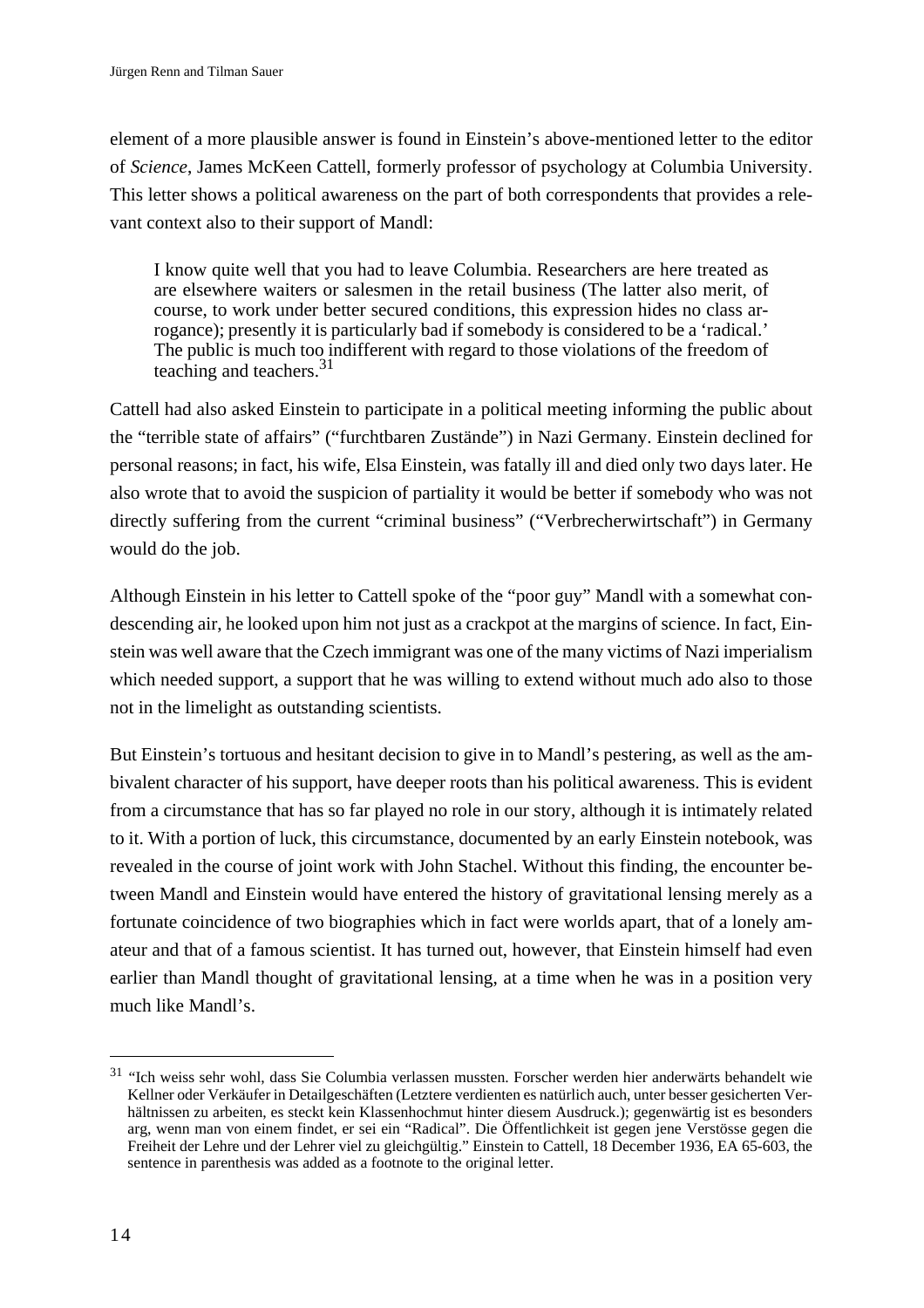element of a more plausible answer is found in Einstein's above-mentioned letter to the editor of *Science*, James McKeen Cattell, formerly professor of psychology at Columbia University. This letter shows a political awareness on the part of both correspondents that provides a relevant context also to their support of Mandl:

> I know quite well that you had to leave Columbia. Researchers are here treated as are elsewhere waiters or salesmen in the retail business (The latter also merit, of course, to work under better secured conditions, this expression hides no class arrogance); presently it is particularly bad if somebody is considered to be a 'radical.' The public is much too indifferent with regard to those violations of the freedom of teaching and teachers.[31]

Cattell had also asked Einstein to participate in a political meeting informing the public about the "terrible state of affairs" ("furchtbaren Zustände") in Nazi Germany. Einstein declined for personal reasons; in fact, his wife, Elsa Einstein, was fatally ill and died only two days later. He also wrote that to avoid the suspicion of partiality it would be better if somebody who was not directly suffering from the current "criminal business" ("Verbrecherwirtschaft") in Germany would do the job.

Although Einstein in his letter to Cattell spoke of the "poor guy" Mandl with a somewhat condescending air, he looked upon him not just as a crackpot at the margins of science. In fact, Einstein was well aware that the Czech immigrant was one of the many victims of Nazi imperialism which needed support, a support that he was willing to extend without much ado also to those not in the limelight as outstanding scientists.

But Einstein's tortuous and hesitant decision to give in to Mandl's pestering, as well as the ambivalent character of his support, have deeper roots than his political awareness. This is evident from a circumstance that has so far played no role in our story, although it is intimately related to it. With a portion of luck, this circumstance, documented by an early Einstein notebook, was revealed in the course of joint work with John Stachel. Without this finding, the encounter between Mandl and Einstein would have entered the history of gravitational lensing merely as a fortunate coincidence of two biographies which in fact were worlds apart, that of a lonely amateur and that of a famous scientist. It has turned out, however, that Einstein himself had even earlier than Mandl thought of gravitational lensing, at a time when he was in a position very much like Mandl's.

---

[31] "Ich weiss sehr wohl, dass Sie Columbia verlassen mussten. Forscher werden hier anderwärts behandelt wie Kellner oder Verkäufer in Detailgeschäften (Letztere verdienten es natürlich auch, unter besser gesicherten Verhältnissen zu arbeiten, es steckt kein Klassenhochmut hinter diesem Ausdruck.); gegenwärtig ist es besonders arg, wenn man von einem findet, er sei ein "Radical". Die Öffentlichkeit ist gegen jene Verstösse gegen die Freiheit der Lehre und der Lehrer viel zu gleichgültig." Einstein to Cattell, 18 December 1936, EA 65-603, the sentence in parenthesis was added as a footnote to the original letter.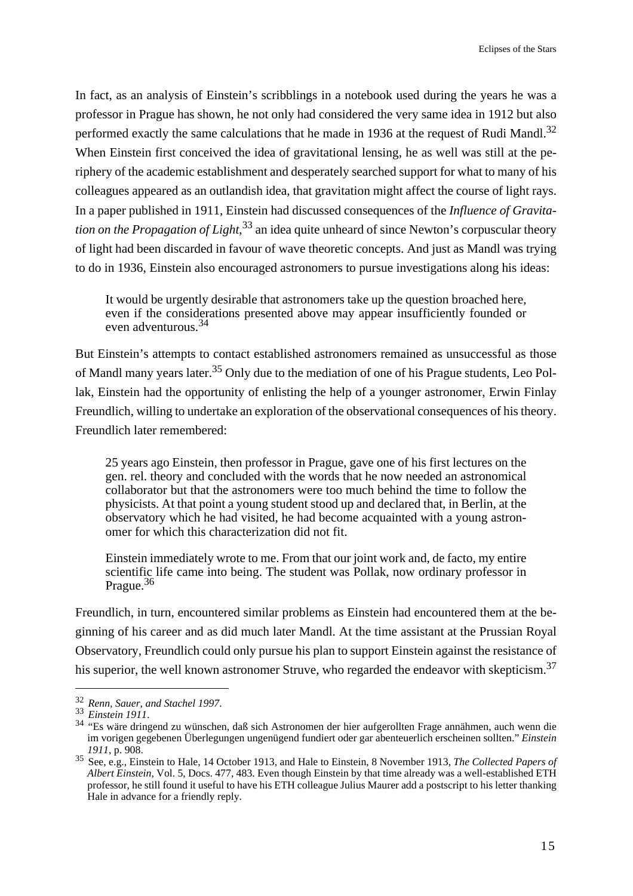In fact, as an analysis of Einstein's scribblings in a notebook used during the years he was a professor in Prague has shown, he not only had considered the very same idea in 1912 but also performed exactly the same calculations that he made in 1936 at the request of Rudi Mandl.[32] When Einstein first conceived the idea of gravitational lensing, he as well was still at the periphery of the academic establishment and desperately searched support for what to many of his colleagues appeared as an outlandish idea, that gravitation might affect the course of light rays. In a paper published in 1911, Einstein had discussed consequences of the *Influence of Gravitation on the Propagation of Light*,[33] an idea quite unheard of since Newton's corpuscular theory of light had been discarded in favour of wave theoretic concepts. And just as Mandl was trying to do in 1936, Einstein also encouraged astronomers to pursue investigations along his ideas:

> It would be urgently desirable that astronomers take up the question broached here, even if the considerations presented above may appear insufficiently founded or even adventurous.[34]

But Einstein's attempts to contact established astronomers remained as unsuccessful as those of Mandl many years later.[35] Only due to the mediation of one of his Prague students, Leo Pollak, Einstein had the opportunity of enlisting the help of a younger astronomer, Erwin Finlay Freundlich, willing to undertake an exploration of the observational consequences of his theory. Freundlich later remembered:

> 25 years ago Einstein, then professor in Prague, gave one of his first lectures on the gen. rel. theory and concluded with the words that he now needed an astronomical collaborator but that the astronomers were too much behind the time to follow the physicists. At that point a young student stood up and declared that, in Berlin, at the observatory which he had visited, he had become acquainted with a young astronomer for which this characterization did not fit.
>
> Einstein immediately wrote to me. From that our joint work and, de facto, my entire scientific life came into being. The student was Pollak, now ordinary professor in Prague.[36]

Freundlich, in turn, encountered similar problems as Einstein had encountered them at the beginning of his career and as did much later Mandl. At the time assistant at the Prussian Royal Observatory, Freundlich could only pursue his plan to support Einstein against the resistance of his superior, the well known astronomer Struve, who regarded the endeavor with skepticism.[37]

---

[32] *Renn, Sauer, and Stachel 1997*.

[33] *Einstein 1911*.

[34] "Es wäre dringend zu wünschen, daß sich Astronomen der hier aufgerollten Frage annähmen, auch wenn die im vorigen gegebenen Überlegungen ungenügend fundiert oder gar abenteuerlich erscheinen sollten." *Einstein 1911*, p. 908.

[35] See, e.g., Einstein to Hale, 14 October 1913, and Hale to Einstein, 8 November 1913, *The Collected Papers of Albert Einstein*, Vol. 5, Docs. 477, 483. Even though Einstein by that time already was a well-established ETH professor, he still found it useful to have his ETH colleague Julius Maurer add a postscript to his letter thanking Hale in advance for a friendly reply.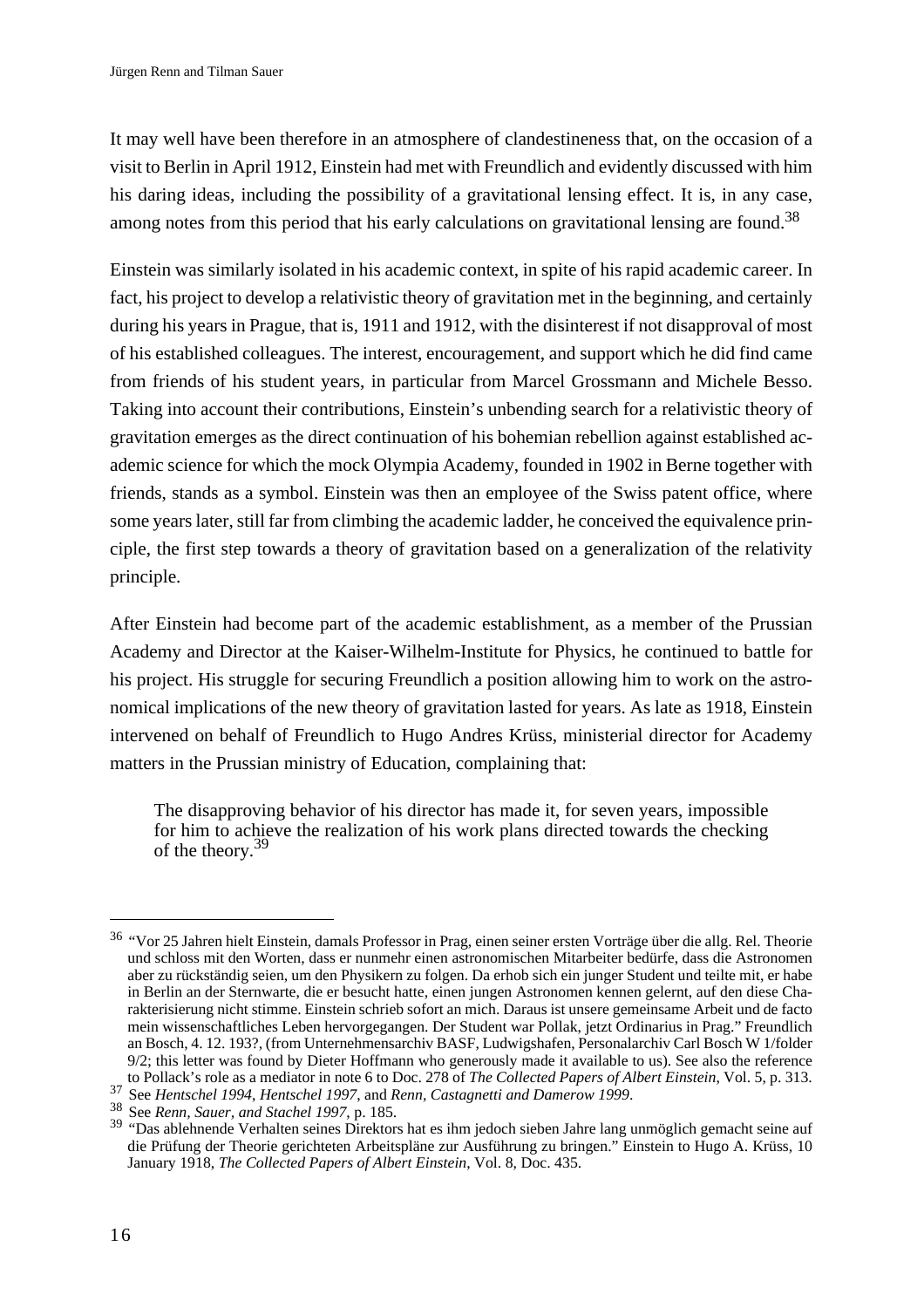It may well have been therefore in an atmosphere of clandestineness that, on the occasion of a visit to Berlin in April 1912, Einstein had met with Freundlich and evidently discussed with him his daring ideas, including the possibility of a gravitational lensing effect. It is, in any case, among notes from this period that his early calculations on gravitational lensing are found.[38]

Einstein was similarly isolated in his academic context, in spite of his rapid academic career. In fact, his project to develop a relativistic theory of gravitation met in the beginning, and certainly during his years in Prague, that is, 1911 and 1912, with the disinterest if not disapproval of most of his established colleagues. The interest, encouragement, and support which he did find came from friends of his student years, in particular from Marcel Grossmann and Michele Besso. Taking into account their contributions, Einstein's unbending search for a relativistic theory of gravitation emerges as the direct continuation of his bohemian rebellion against established academic science for which the mock Olympia Academy, founded in 1902 in Berne together with friends, stands as a symbol. Einstein was then an employee of the Swiss patent office, where some years later, still far from climbing the academic ladder, he conceived the equivalence principle, the first step towards a theory of gravitation based on a generalization of the relativity principle.

After Einstein had become part of the academic establishment, as a member of the Prussian Academy and Director at the Kaiser-Wilhelm-Institute for Physics, he continued to battle for his project. His struggle for securing Freundlich a position allowing him to work on the astronomical implications of the new theory of gravitation lasted for years. As late as 1918, Einstein intervened on behalf of Freundlich to Hugo Andres Krüss, ministerial director for Academy matters in the Prussian ministry of Education, complaining that:

> The disapproving behavior of his director has made it, for seven years, impossible for him to achieve the realization of his work plans directed towards the checking of the theory.[39]

---

[36] "Vor 25 Jahren hielt Einstein, damals Professor in Prag, einen seiner ersten Vorträge über die allg. Rel. Theorie und schloss mit den Worten, dass er nunmehr einen astronomischen Mitarbeiter bedürfe, dass die Astronomen aber zu rückständig seien, um den Physikern zu folgen. Da erhob sich ein junger Student und teilte mit, er habe in Berlin an der Sternwarte, die er besucht hatte, einen jungen Astronomen kennen gelernt, auf den diese Charakterisierung nicht stimme. Einstein schrieb sofort an mich. Daraus ist unsere gemeinsame Arbeit und de facto mein wissenschaftliches Leben hervorgegangen. Der Student war Pollak, jetzt Ordinarius in Prag." Freundlich an Bosch, 4. 12. 193?, (from Unternehmensarchiv BASF, Ludwigshafen, Personalarchiv Carl Bosch W 1/folder 9/2; this letter was found by Dieter Hoffmann who generously made it available to us). See also the reference to Pollack's role as a mediator in note 6 to Doc. 278 of *The Collected Papers of Albert Einstein*, Vol. 5, p. 313.

[37] See *Hentschel 1994*, *Hentschel 1997*, and *Renn, Castagnetti and Damerow 1999*.

[38] See *Renn, Sauer, and Stachel 1997*, p. 185.

[39] "Das ablehnende Verhalten seines Direktors hat es ihm jedoch sieben Jahre lang unmöglich gemacht seine auf die Prüfung der Theorie gerichteten Arbeitspläne zur Ausführung zu bringen." Einstein to Hugo A. Krüss, 10 January 1918, *The Collected Papers of Albert Einstein*, Vol. 8, Doc. 435.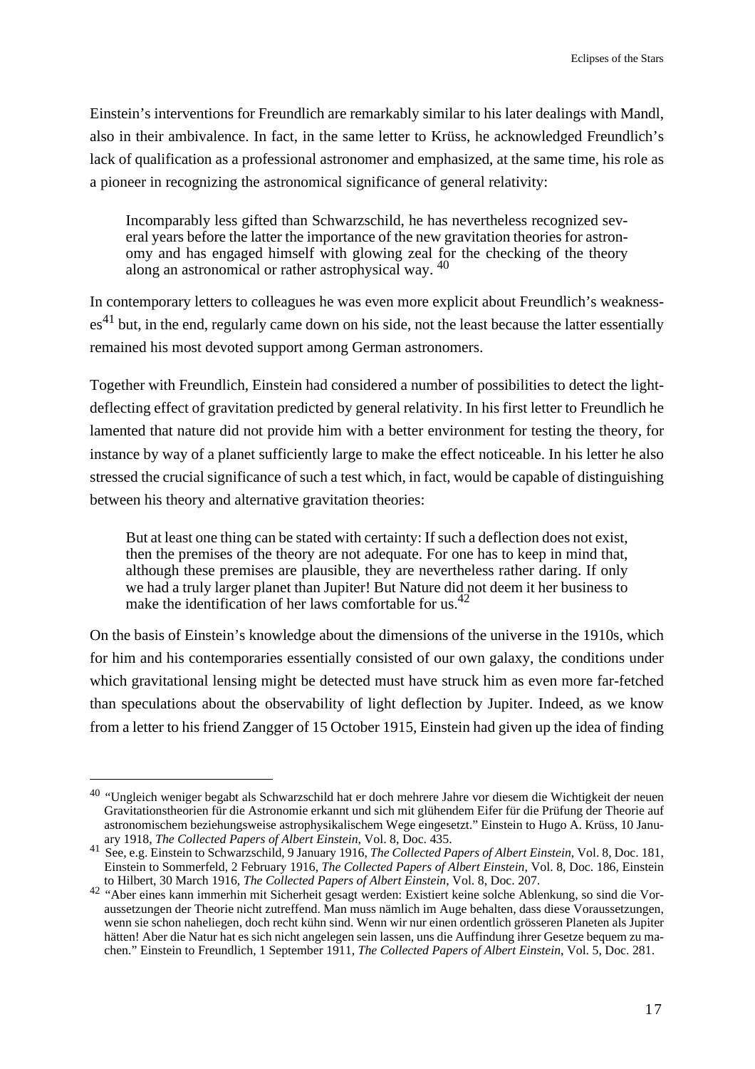Einstein's interventions for Freundlich are remarkably similar to his later dealings with Mandl, also in their ambivalence. In fact, in the same letter to Krüss, he acknowledged Freundlich's lack of qualification as a professional astronomer and emphasized, at the same time, his role as a pioneer in recognizing the astronomical significance of general relativity:

> Incomparably less gifted than Schwarzschild, he has nevertheless recognized several years before the latter the importance of the new gravitation theories for astronomy and has engaged himself with glowing zeal for the checking of the theory along an astronomical or rather astrophysical way. [40]

In contemporary letters to colleagues he was even more explicit about Freundlich's weaknesses[41] but, in the end, regularly came down on his side, not the least because the latter essentially remained his most devoted support among German astronomers.

Together with Freundlich, Einstein had considered a number of possibilities to detect the light-deflecting effect of gravitation predicted by general relativity. In his first letter to Freundlich he lamented that nature did not provide him with a better environment for testing the theory, for instance by way of a planet sufficiently large to make the effect noticeable. In his letter he also stressed the crucial significance of such a test which, in fact, would be capable of distinguishing between his theory and alternative gravitation theories:

> But at least one thing can be stated with certainty: If such a deflection does not exist, then the premises of the theory are not adequate. For one has to keep in mind that, although these premises are plausible, they are nevertheless rather daring. If only we had a truly larger planet than Jupiter! But Nature did not deem it her business to make the identification of her laws comfortable for us.[42]

On the basis of Einstein's knowledge about the dimensions of the universe in the 1910s, which for him and his contemporaries essentially consisted of our own galaxy, the conditions under which gravitational lensing might be detected must have struck him as even more far-fetched than speculations about the observability of light deflection by Jupiter. Indeed, as we know from a letter to his friend Zangger of 15 October 1915, Einstein had given up the idea of finding

---

[40] "Ungleich weniger begabt als Schwarzschild hat er doch mehrere Jahre vor diesem die Wichtigkeit der neuen Gravitationstheorien für die Astronomie erkannt und sich mit glühendem Eifer für die Prüfung der Theorie auf astronomischem beziehungsweise astrophysikalischem Wege eingesetzt." Einstein to Hugo A. Krüss, 10 January 1918, *The Collected Papers of Albert Einstein*, Vol. 8, Doc. 435.

[41] See, e.g. Einstein to Schwarzschild, 9 January 1916, *The Collected Papers of Albert Einstein*, Vol. 8, Doc. 181, Einstein to Sommerfeld, 2 February 1916, *The Collected Papers of Albert Einstein*, Vol. 8, Doc. 186, Einstein to Hilbert, 30 March 1916, *The Collected Papers of Albert Einstein*, Vol. 8, Doc. 207.

[42] "Aber eines kann immerhin mit Sicherheit gesagt werden: Existiert keine solche Ablenkung, so sind die Voraussetzungen der Theorie nicht zutreffend. Man muss nämlich im Auge behalten, dass diese Voraussetzungen, wenn sie schon naheliegen, doch recht kühn sind. Wenn wir nur einen ordentlich grösseren Planeten als Jupiter hätten! Aber die Natur hat es sich nicht angelegen sein lassen, uns die Auffindung ihrer Gesetze bequem zu machen." Einstein to Freundlich, 1 September 1911, *The Collected Papers of Albert Einstein*, Vol. 5, Doc. 281.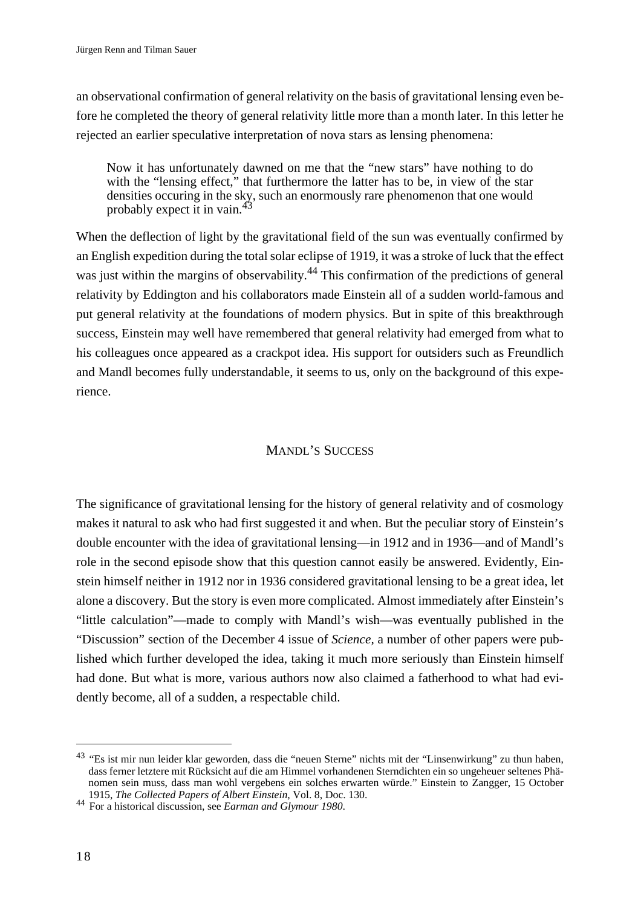an observational confirmation of general relativity on the basis of gravitational lensing even before he completed the theory of general relativity little more than a month later. In this letter he rejected an earlier speculative interpretation of nova stars as lensing phenomena:

> Now it has unfortunately dawned on me that the "new stars" have nothing to do with the "lensing effect," that furthermore the latter has to be, in view of the star densities occuring in the sky, such an enormously rare phenomenon that one would probably expect it in vain.[43]

When the deflection of light by the gravitational field of the sun was eventually confirmed by an English expedition during the total solar eclipse of 1919, it was a stroke of luck that the effect was just within the margins of observability.[44] This confirmation of the predictions of general relativity by Eddington and his collaborators made Einstein all of a sudden world-famous and put general relativity at the foundations of modern physics. But in spite of this breakthrough success, Einstein may well have remembered that general relativity had emerged from what to his colleagues once appeared as a crackpot idea. His support for outsiders such as Freundlich and Mandl becomes fully understandable, it seems to us, only on the background of this experience.

## MANDL'S SUCCESS

The significance of gravitational lensing for the history of general relativity and of cosmology makes it natural to ask who had first suggested it and when. But the peculiar story of Einstein's double encounter with the idea of gravitational lensing—in 1912 and in 1936—and of Mandl's role in the second episode show that this question cannot easily be answered. Evidently, Einstein himself neither in 1912 nor in 1936 considered gravitational lensing to be a great idea, let alone a discovery. But the story is even more complicated. Almost immediately after Einstein's "little calculation"—made to comply with Mandl's wish—was eventually published in the "Discussion" section of the December 4 issue of *Science*, a number of other papers were published which further developed the idea, taking it much more seriously than Einstein himself had done. But what is more, various authors now also claimed a fatherhood to what had evidently become, all of a sudden, a respectable child.

---

[43] "Es ist mir nun leider klar geworden, dass die "neuen Sterne" nichts mit der "Linsenwirkung" zu thun haben, dass ferner letztere mit Rücksicht auf die am Himmel vorhandenen Sterndichten ein so ungeheuer seltenes Phänomen sein muss, dass man wohl vergebens ein solches erwarten würde." Einstein to Zangger, 15 October 1915, *The Collected Papers of Albert Einstein*, Vol. 8, Doc. 130.

[44] For a historical discussion, see *Earman and Glymour 1980*.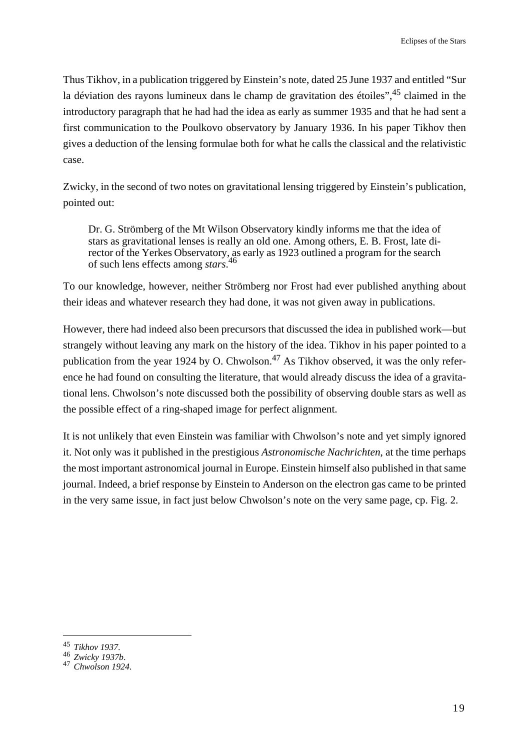Thus Tikhov, in a publication triggered by Einstein's note, dated 25 June 1937 and entitled "Sur la déviation des rayons lumineux dans le champ de gravitation des étoiles",[45] claimed in the introductory paragraph that he had had the idea as early as summer 1935 and that he had sent a first communication to the Poulkovo observatory by January 1936. In his paper Tikhov then gives a deduction of the lensing formulae both for what he calls the classical and the relativistic case.

Zwicky, in the second of two notes on gravitational lensing triggered by Einstein's publication, pointed out:

> Dr. G. Strömberg of the Mt Wilson Observatory kindly informs me that the idea of stars as gravitational lenses is really an old one. Among others, E. B. Frost, late director of the Yerkes Observatory, as early as 1923 outlined a program for the search of such lens effects among *stars*.[46]

To our knowledge, however, neither Strömberg nor Frost had ever published anything about their ideas and whatever research they had done, it was not given away in publications.

However, there had indeed also been precursors that discussed the idea in published work—but strangely without leaving any mark on the history of the idea. Tikhov in his paper pointed to a publication from the year 1924 by O. Chwolson.[47] As Tikhov observed, it was the only reference he had found on consulting the literature, that would already discuss the idea of a gravitational lens. Chwolson's note discussed both the possibility of observing double stars as well as the possible effect of a ring-shaped image for perfect alignment.

It is not unlikely that even Einstein was familiar with Chwolson's note and yet simply ignored it. Not only was it published in the prestigious *Astronomische Nachrichten*, at the time perhaps the most important astronomical journal in Europe. Einstein himself also published in that same journal. Indeed, a brief response by Einstein to Anderson on the electron gas came to be printed in the very same issue, in fact just below Chwolson's note on the very same page, cp. Fig. 2.

---

[45] *Tikhov 1937*.
[46] *Zwicky 1937b*.
[47] *Chwolson 1924*.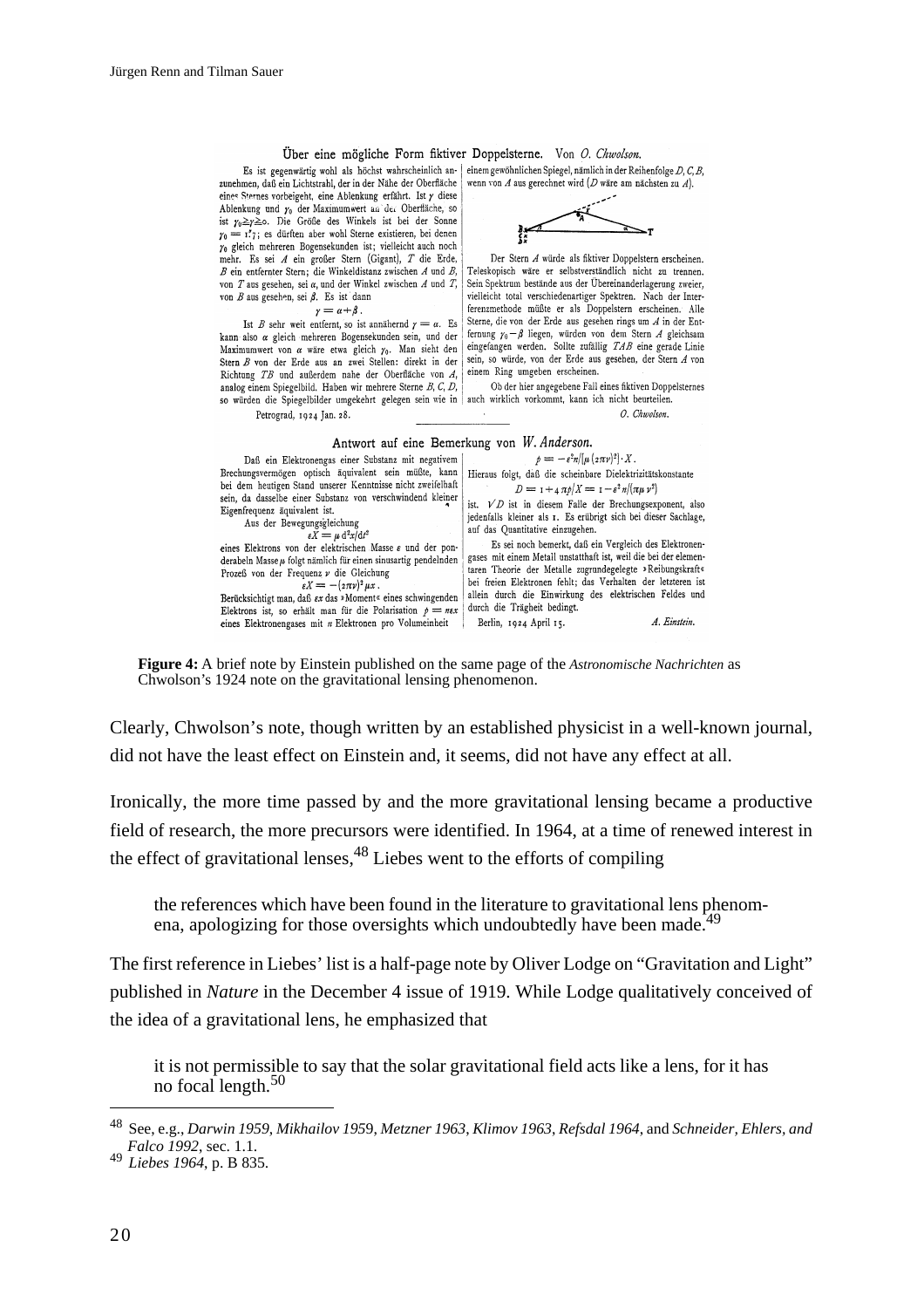**Über eine mögliche Form fiktiver Doppelsterne.** Von *O. Chwolson.*

Es ist gegenwärtig wohl als höchst wahrscheinlich anzunehmen, daß ein Lichtstrahl, der in der Nähe der Oberfläche eines Sternes vorbeigeht, eine Ablenkung erfährt. Ist $\gamma$ diese Ablenkung und $\gamma_0$ der Maximumwert an der Oberfläche, so ist $\gamma_0 \geq \gamma \geq 0$. Die Größe des Winkels ist bei der Sonne $\gamma_0 = 1''\!.7$; es dürften aber wohl Sterne existieren, bei denen $\gamma_0$ gleich mehreren Bogensekunden ist; vielleicht auch noch mehr. Es sei $A$ ein großer Stern (Gigant), $T$ die Erde, $B$ ein entfernter Stern; die Winkeldistanz zwischen $A$ und $B$, von $T$ aus gesehen, sei $\alpha$, und der Winkel zwischen $A$ und $T$, von $B$ aus gesehen, sei $\beta$. Es ist dann

$$\gamma = \alpha + \beta\,.$$

Ist $B$ sehr weit entfernt, so ist annähernd $\gamma = \alpha$. Es kann also $\alpha$ gleich mehreren Bogensekunden sein, und der Maximumwert von $\alpha$ wäre etwa gleich $\gamma_0$. Man sieht den Stern $B$ von der Erde aus an zwei Stellen: direkt in der Richtung $TB$ und außerdem nahe der Oberfläche von $A$, analog einem Spiegelbild. Haben wir mehrere Sterne $B, C, D$, so würden die Spiegelbilder umgekehrt gelegen sein wie in einem gewöhnlichen Spiegel, nämlich in der Reihenfolge $D, C, B$, wenn von $A$ aus gerechnet wird ($D$ wäre am nächsten zu $A$).

Der Stern $A$ würde als fiktiver Doppelstern erscheinen. Teleskopisch wäre er selbstverständlich nicht zu trennen. Sein Spektrum bestände aus der Übereinanderlagerung zweier, vielleicht total verschiedenartiger Spektren. Nach der Interferenzmethode müßte er als Doppelstern erscheinen. Alle Sterne, die von der Erde aus gesehen rings um $A$ in der Entfernung $\gamma_0 - \beta$ liegen, würden von dem Stern $A$ gleichsam eingefangen werden. Sollte zufällig $TAB$ eine gerade Linie sein, so würde, von der Erde aus gesehen, der Stern $A$ von einem Ring umgeben erscheinen.

Ob der hier angegebene Fall eines fiktiven Doppelsternes auch wirklich vorkommt, kann ich nicht beurteilen.

Petrograd, 1924 Jan. 28. *O. Chwolson.*

**Antwort auf eine Bemerkung von** *W. Anderson.*

Daß ein Elektronengas einer Substanz mit negativem Brechungsvermögen optisch äquivalent sein müßte, kann bei dem heutigen Stand unserer Kenntnisse nicht zweifelhaft sein, da dasselbe einer Substanz von verschwindend kleiner Eigenfrequenz äquivalent ist.

Aus der Bewegungsgleichung

$$\varepsilon X = \mu\, d^2x/dt^2$$

eines Elektrons von der elektrischen Masse $\varepsilon$ und der ponderabeln Masse $\mu$ folgt nämlich für einen sinusartig pendelnden Prozeß von der Frequenz $\nu$ die Gleichung

$$\varepsilon X = -(2\pi\nu)^2 \mu x\,.$$

Berücksichtigt man, daß $\varepsilon x$ das »Moment« eines schwingenden Elektrons ist, so erhält man für die Polarisation $p = n\varepsilon x$ eines Elektronengases mit $n$ Elektronen pro Volumeinheit

$$p = -\varepsilon^2 n/[\mu(2\pi\nu)^2]\cdot X\,.$$

Hieraus folgt, daß die scheinbare Dielektrizitätskonstante

$$D = 1 + 4\pi p/X = 1 - \varepsilon^2 n/(\pi\mu\nu^2)$$

ist. $\sqrt{D}$ ist in diesem Falle der Brechungsexponent, also jedenfalls kleiner als 1. Es erübrigt sich bei dieser Sachlage, auf das Quantitative einzugehen.

Es sei noch bemerkt, daß ein Vergleich des Elektronengases mit einem Metall unstatthaft ist, weil die bei der elementaren Theorie der Metalle zugrundegelegte »Reibungskraft« bei freien Elektronen fehlt; das Verhalten der letzteren ist allein durch die Einwirkung des elektrischen Feldes und durch die Trägheit bedingt.

Berlin, 1924 April 15. *A. Einstein.*

**Figure 4:** A brief note by Einstein published on the same page of the *Astronomische Nachrichten* as Chwolson's 1924 note on the gravitational lensing phenomenon.

Clearly, Chwolson's note, though written by an established physicist in a well-known journal, did not have the least effect on Einstein and, it seems, did not have any effect at all.

Ironically, the more time passed by and the more gravitational lensing became a productive field of research, the more precursors were identified. In 1964, at a time of renewed interest in the effect of gravitational lenses,[48] Liebes went to the efforts of compiling

> the references which have been found in the literature to gravitational lens phenomena, apologizing for those oversights which undoubtedly have been made.[49]

The first reference in Liebes' list is a half-page note by Oliver Lodge on "Gravitation and Light" published in *Nature* in the December 4 issue of 1919. While Lodge qualitatively conceived of the idea of a gravitational lens, he emphasized that

> it is not permissible to say that the solar gravitational field acts like a lens, for it has no focal length.[50]

---

[48] See, e.g., *Darwin 1959*, *Mikhailov 1959*, *Metzner 1963*, *Klimov 1963*, *Refsdal 1964*, and *Schneider, Ehlers, and Falco 1992*, sec. 1.1.

[49] *Liebes 1964*, p. B 835.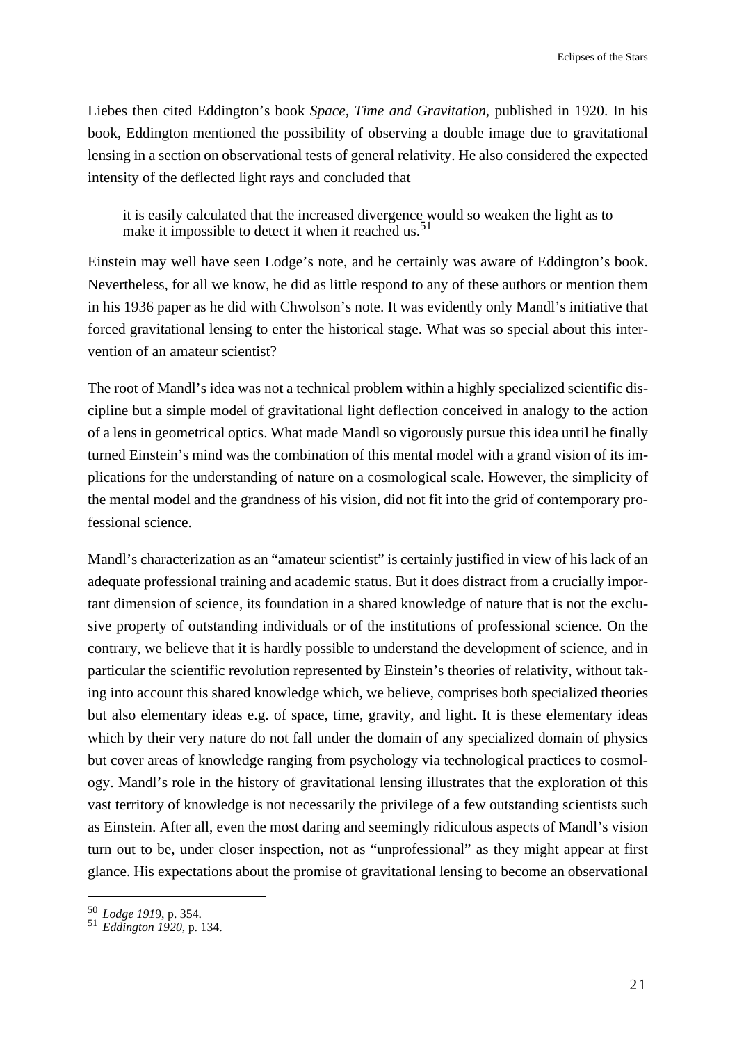Liebes then cited Eddington's book *Space, Time and Gravitation*, published in 1920. In his book, Eddington mentioned the possibility of observing a double image due to gravitational lensing in a section on observational tests of general relativity. He also considered the expected intensity of the deflected light rays and concluded that

> it is easily calculated that the increased divergence would so weaken the light as to make it impossible to detect it when it reached us.[51]

Einstein may well have seen Lodge's note, and he certainly was aware of Eddington's book. Nevertheless, for all we know, he did as little respond to any of these authors or mention them in his 1936 paper as he did with Chwolson's note. It was evidently only Mandl's initiative that forced gravitational lensing to enter the historical stage. What was so special about this intervention of an amateur scientist?

The root of Mandl's idea was not a technical problem within a highly specialized scientific discipline but a simple model of gravitational light deflection conceived in analogy to the action of a lens in geometrical optics. What made Mandl so vigorously pursue this idea until he finally turned Einstein's mind was the combination of this mental model with a grand vision of its implications for the understanding of nature on a cosmological scale. However, the simplicity of the mental model and the grandness of his vision, did not fit into the grid of contemporary professional science.

Mandl's characterization as an "amateur scientist" is certainly justified in view of his lack of an adequate professional training and academic status. But it does distract from a crucially important dimension of science, its foundation in a shared knowledge of nature that is not the exclusive property of outstanding individuals or of the institutions of professional science. On the contrary, we believe that it is hardly possible to understand the development of science, and in particular the scientific revolution represented by Einstein's theories of relativity, without taking into account this shared knowledge which, we believe, comprises both specialized theories but also elementary ideas e.g. of space, time, gravity, and light. It is these elementary ideas which by their very nature do not fall under the domain of any specialized domain of physics but cover areas of knowledge ranging from psychology via technological practices to cosmology. Mandl's role in the history of gravitational lensing illustrates that the exploration of this vast territory of knowledge is not necessarily the privilege of a few outstanding scientists such as Einstein. After all, even the most daring and seemingly ridiculous aspects of Mandl's vision turn out to be, under closer inspection, not as "unprofessional" as they might appear at first glance. His expectations about the promise of gravitational lensing to become an observational

---

[50] *Lodge 1919*, p. 354.

[51] *Eddington 1920*, p. 134.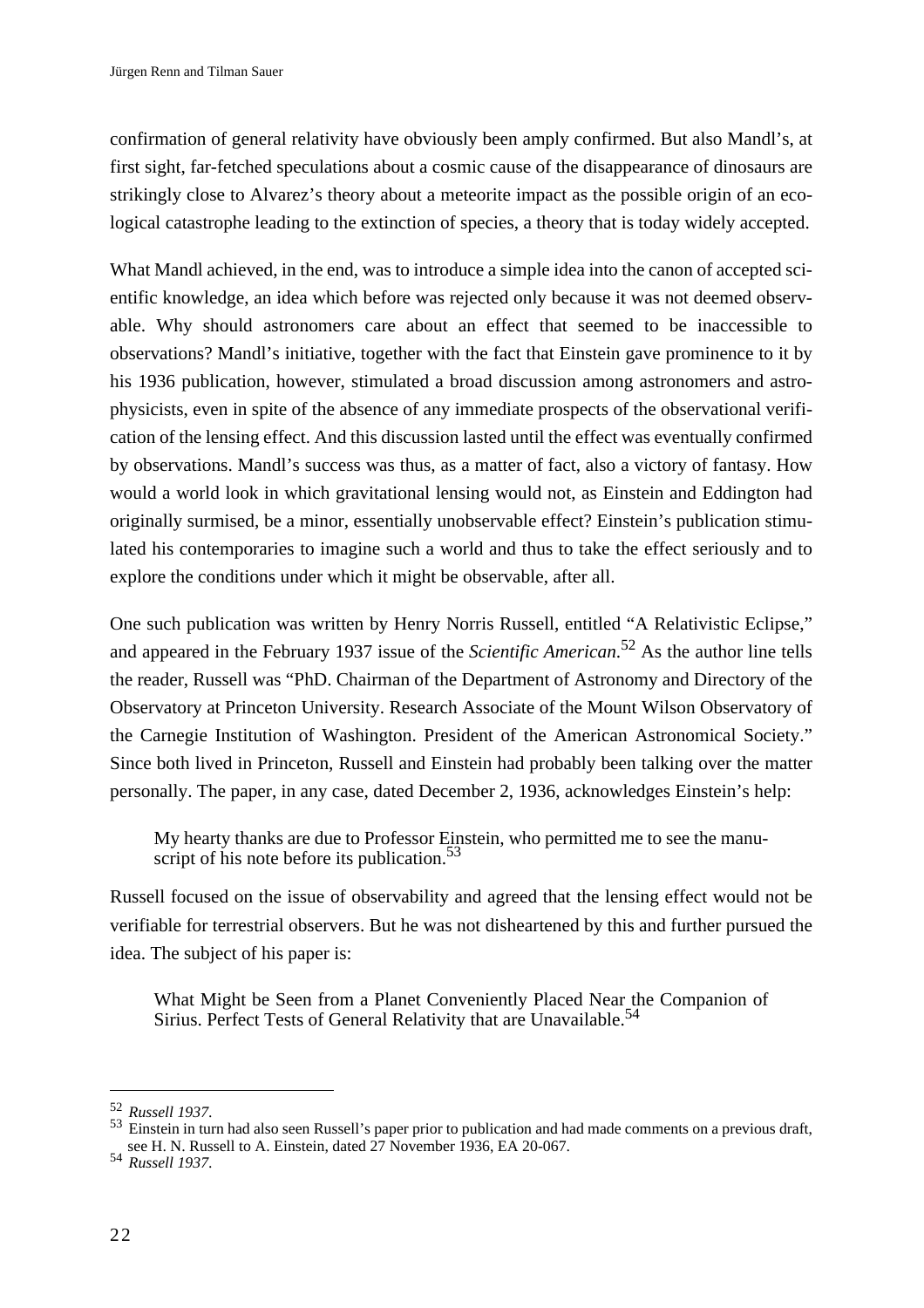confirmation of general relativity have obviously been amply confirmed. But also Mandl's, at first sight, far-fetched speculations about a cosmic cause of the disappearance of dinosaurs are strikingly close to Alvarez's theory about a meteorite impact as the possible origin of an ecological catastrophe leading to the extinction of species, a theory that is today widely accepted.

What Mandl achieved, in the end, was to introduce a simple idea into the canon of accepted scientific knowledge, an idea which before was rejected only because it was not deemed observable. Why should astronomers care about an effect that seemed to be inaccessible to observations? Mandl's initiative, together with the fact that Einstein gave prominence to it by his 1936 publication, however, stimulated a broad discussion among astronomers and astrophysicists, even in spite of the absence of any immediate prospects of the observational verification of the lensing effect. And this discussion lasted until the effect was eventually confirmed by observations. Mandl's success was thus, as a matter of fact, also a victory of fantasy. How would a world look in which gravitational lensing would not, as Einstein and Eddington had originally surmised, be a minor, essentially unobservable effect? Einstein's publication stimulated his contemporaries to imagine such a world and thus to take the effect seriously and to explore the conditions under which it might be observable, after all.

One such publication was written by Henry Norris Russell, entitled "A Relativistic Eclipse," and appeared in the February 1937 issue of the *Scientific American*.[52] As the author line tells the reader, Russell was "PhD. Chairman of the Department of Astronomy and Directory of the Observatory at Princeton University. Research Associate of the Mount Wilson Observatory of the Carnegie Institution of Washington. President of the American Astronomical Society." Since both lived in Princeton, Russell and Einstein had probably been talking over the matter personally. The paper, in any case, dated December 2, 1936, acknowledges Einstein's help:

> My hearty thanks are due to Professor Einstein, who permitted me to see the manuscript of his note before its publication.[53]

Russell focused on the issue of observability and agreed that the lensing effect would not be verifiable for terrestrial observers. But he was not disheartened by this and further pursued the idea. The subject of his paper is:

> What Might be Seen from a Planet Conveniently Placed Near the Companion of Sirius. Perfect Tests of General Relativity that are Unavailable.[54]

---

[52] *Russell 1937*.

[53] Einstein in turn had also seen Russell's paper prior to publication and had made comments on a previous draft, see H. N. Russell to A. Einstein, dated 27 November 1936, EA 20-067.

[54] *Russell 1937*.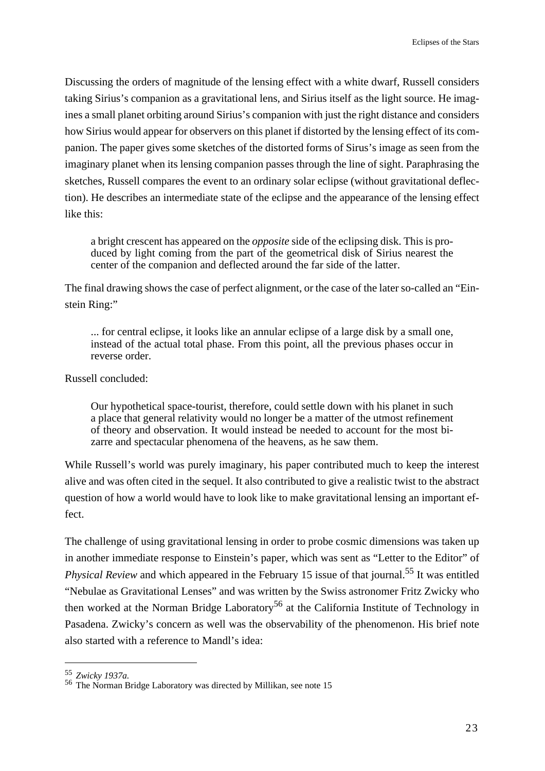Discussing the orders of magnitude of the lensing effect with a white dwarf, Russell considers taking Sirius's companion as a gravitational lens, and Sirius itself as the light source. He imagines a small planet orbiting around Sirius's companion with just the right distance and considers how Sirius would appear for observers on this planet if distorted by the lensing effect of its companion. The paper gives some sketches of the distorted forms of Sirus's image as seen from the imaginary planet when its lensing companion passes through the line of sight. Paraphrasing the sketches, Russell compares the event to an ordinary solar eclipse (without gravitational deflection). He describes an intermediate state of the eclipse and the appearance of the lensing effect like this:

> a bright crescent has appeared on the *opposite* side of the eclipsing disk. This is produced by light coming from the part of the geometrical disk of Sirius nearest the center of the companion and deflected around the far side of the latter.

The final drawing shows the case of perfect alignment, or the case of the later so-called an "Einstein Ring:"

> ... for central eclipse, it looks like an annular eclipse of a large disk by a small one, instead of the actual total phase. From this point, all the previous phases occur in reverse order.

Russell concluded:

> Our hypothetical space-tourist, therefore, could settle down with his planet in such a place that general relativity would no longer be a matter of the utmost refinement of theory and observation. It would instead be needed to account for the most bizarre and spectacular phenomena of the heavens, as he saw them.

While Russell's world was purely imaginary, his paper contributed much to keep the interest alive and was often cited in the sequel. It also contributed to give a realistic twist to the abstract question of how a world would have to look like to make gravitational lensing an important effect.

The challenge of using gravitational lensing in order to probe cosmic dimensions was taken up in another immediate response to Einstein's paper, which was sent as "Letter to the Editor" of *Physical Review* and which appeared in the February 15 issue of that journal.[55] It was entitled "Nebulae as Gravitational Lenses" and was written by the Swiss astronomer Fritz Zwicky who then worked at the Norman Bridge Laboratory[56] at the California Institute of Technology in Pasadena. Zwicky's concern as well was the observability of the phenomenon. His brief note also started with a reference to Mandl's idea:

---

[55] *Zwicky 1937a.*

[56] The Norman Bridge Laboratory was directed by Millikan, see note 15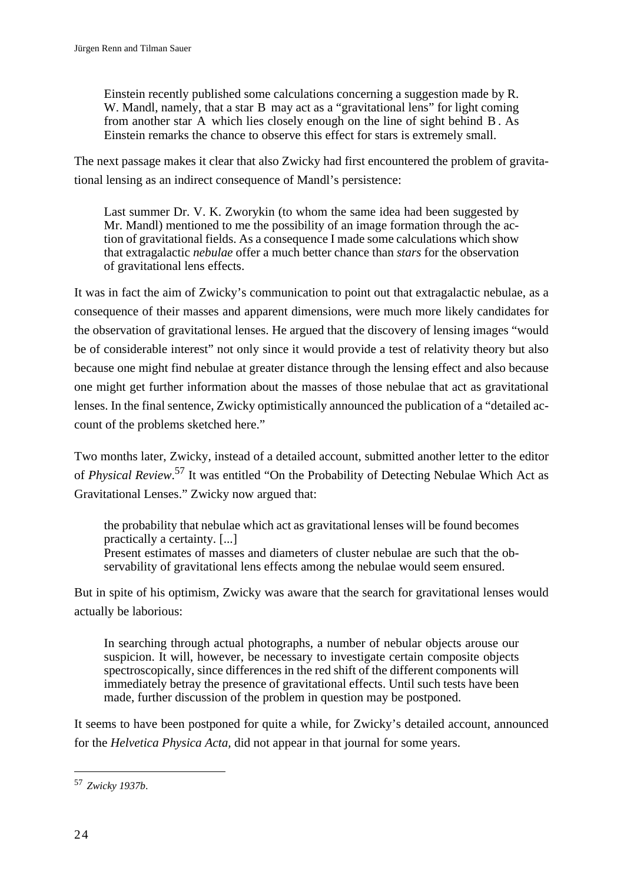> Einstein recently published some calculations concerning a suggestion made by R. W. Mandl, namely, that a star $B$ may act as a "gravitational lens" for light coming from another star $A$ which lies closely enough on the line of sight behind $B$. As Einstein remarks the chance to observe this effect for stars is extremely small.

The next passage makes it clear that also Zwicky had first encountered the problem of gravitational lensing as an indirect consequence of Mandl's persistence:

> Last summer Dr. V. K. Zworykin (to whom the same idea had been suggested by Mr. Mandl) mentioned to me the possibility of an image formation through the action of gravitational fields. As a consequence I made some calculations which show that extragalactic *nebulae* offer a much better chance than *stars* for the observation of gravitational lens effects.

It was in fact the aim of Zwicky's communication to point out that extragalactic nebulae, as a consequence of their masses and apparent dimensions, were much more likely candidates for the observation of gravitational lenses. He argued that the discovery of lensing images "would be of considerable interest" not only since it would provide a test of relativity theory but also because one might find nebulae at greater distance through the lensing effect and also because one might get further information about the masses of those nebulae that act as gravitational lenses. In the final sentence, Zwicky optimistically announced the publication of a "detailed account of the problems sketched here."

Two months later, Zwicky, instead of a detailed account, submitted another letter to the editor of *Physical Review*.[57] It was entitled "On the Probability of Detecting Nebulae Which Act as Gravitational Lenses." Zwicky now argued that:

> the probability that nebulae which act as gravitational lenses will be found becomes practically a certainty. [...]
> Present estimates of masses and diameters of cluster nebulae are such that the observability of gravitational lens effects among the nebulae would seem ensured.

But in spite of his optimism, Zwicky was aware that the search for gravitational lenses would actually be laborious:

> In searching through actual photographs, a number of nebular objects arouse our suspicion. It will, however, be necessary to investigate certain composite objects spectroscopically, since differences in the red shift of the different components will immediately betray the presence of gravitational effects. Until such tests have been made, further discussion of the problem in question may be postponed.

It seems to have been postponed for quite a while, for Zwicky's detailed account, announced for the *Helvetica Physica Acta,* did not appear in that journal for some years.

---

[57] *Zwicky 1937b*.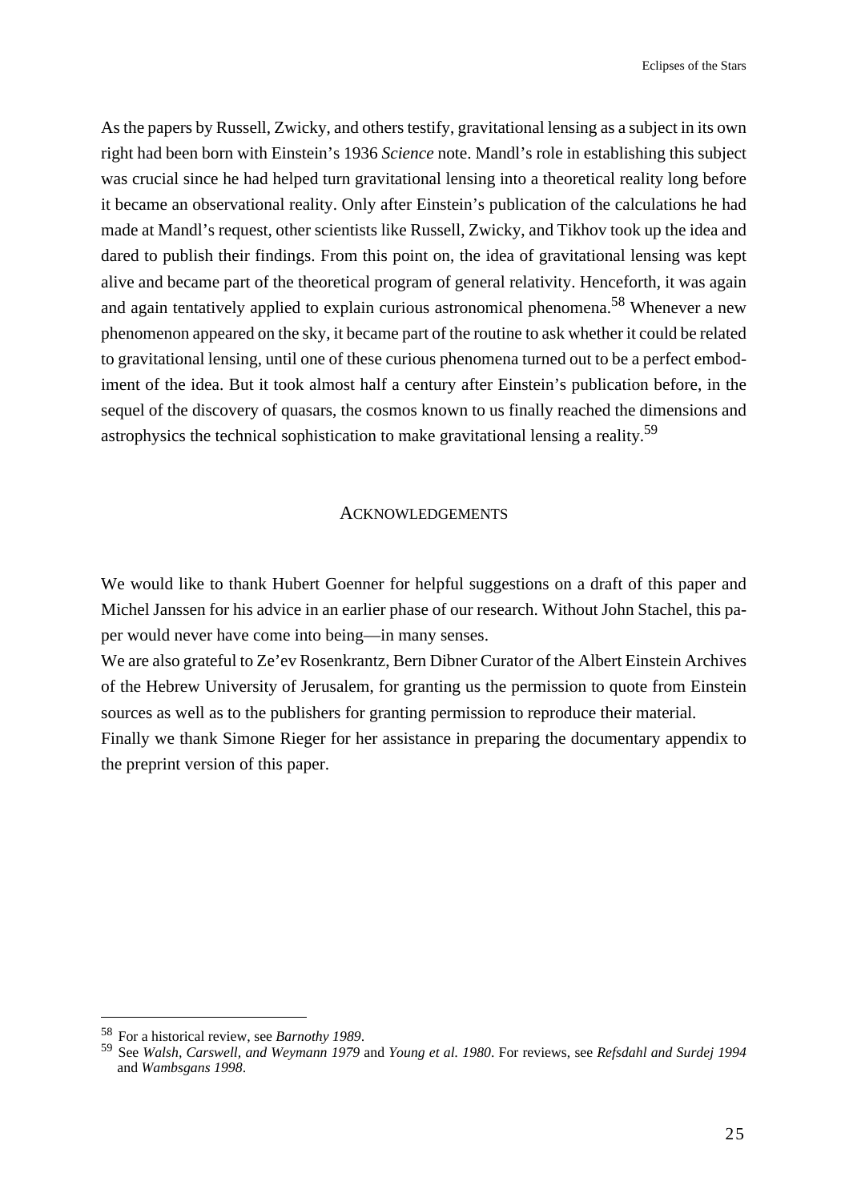As the papers by Russell, Zwicky, and others testify, gravitational lensing as a subject in its own right had been born with Einstein's 1936 *Science* note. Mandl's role in establishing this subject was crucial since he had helped turn gravitational lensing into a theoretical reality long before it became an observational reality. Only after Einstein's publication of the calculations he had made at Mandl's request, other scientists like Russell, Zwicky, and Tikhov took up the idea and dared to publish their findings. From this point on, the idea of gravitational lensing was kept alive and became part of the theoretical program of general relativity. Henceforth, it was again and again tentatively applied to explain curious astronomical phenomena.[58] Whenever a new phenomenon appeared on the sky, it became part of the routine to ask whether it could be related to gravitational lensing, until one of these curious phenomena turned out to be a perfect embodiment of the idea. But it took almost half a century after Einstein's publication before, in the sequel of the discovery of quasars, the cosmos known to us finally reached the dimensions and astrophysics the technical sophistication to make gravitational lensing a reality.[59]

## Acknowledgements

We would like to thank Hubert Goenner for helpful suggestions on a draft of this paper and Michel Janssen for his advice in an earlier phase of our research. Without John Stachel, this paper would never have come into being—in many senses.

We are also grateful to Ze'ev Rosenkrantz, Bern Dibner Curator of the Albert Einstein Archives of the Hebrew University of Jerusalem, for granting us the permission to quote from Einstein sources as well as to the publishers for granting permission to reproduce their material.

Finally we thank Simone Rieger for her assistance in preparing the documentary appendix to the preprint version of this paper.

---

[58] For a historical review, see *Barnothy 1989*.

[59] See *Walsh, Carswell, and Weymann 1979* and *Young et al. 1980*. For reviews, see *Refsdahl and Surdej 1994* and *Wambsgans 1998*.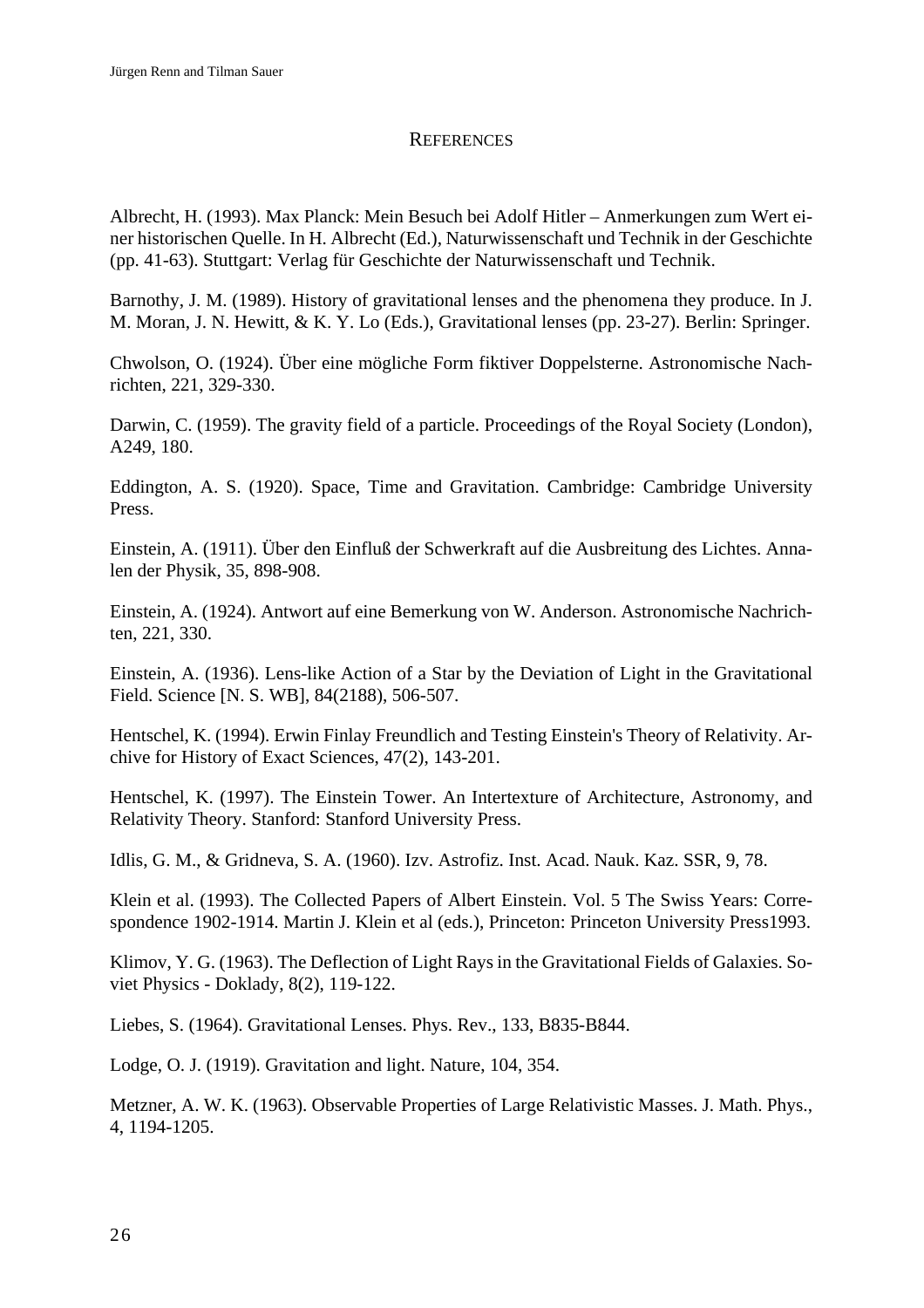## REFERENCES

Albrecht, H. (1993). Max Planck: Mein Besuch bei Adolf Hitler – Anmerkungen zum Wert einer historischen Quelle. In H. Albrecht (Ed.), Naturwissenschaft und Technik in der Geschichte (pp. 41-63). Stuttgart: Verlag für Geschichte der Naturwissenschaft und Technik.

Barnothy, J. M. (1989). History of gravitational lenses and the phenomena they produce. In J. M. Moran, J. N. Hewitt, & K. Y. Lo (Eds.), Gravitational lenses (pp. 23-27). Berlin: Springer.

Chwolson, O. (1924). Über eine mögliche Form fiktiver Doppelsterne. Astronomische Nachrichten, 221, 329-330.

Darwin, C. (1959). The gravity field of a particle. Proceedings of the Royal Society (London), A249, 180.

Eddington, A. S. (1920). Space, Time and Gravitation. Cambridge: Cambridge University Press.

Einstein, A. (1911). Über den Einfluß der Schwerkraft auf die Ausbreitung des Lichtes. Annalen der Physik, 35, 898-908.

Einstein, A. (1924). Antwort auf eine Bemerkung von W. Anderson. Astronomische Nachrichten, 221, 330.

Einstein, A. (1936). Lens-like Action of a Star by the Deviation of Light in the Gravitational Field. Science [N. S. WB], 84(2188), 506-507.

Hentschel, K. (1994). Erwin Finlay Freundlich and Testing Einstein's Theory of Relativity. Archive for History of Exact Sciences, 47(2), 143-201.

Hentschel, K. (1997). The Einstein Tower. An Intertexture of Architecture, Astronomy, and Relativity Theory. Stanford: Stanford University Press.

Idlis, G. M., & Gridneva, S. A. (1960). Izv. Astrofiz. Inst. Acad. Nauk. Kaz. SSR, 9, 78.

Klein et al. (1993). The Collected Papers of Albert Einstein. Vol. 5 The Swiss Years: Correspondence 1902-1914. Martin J. Klein et al (eds.), Princeton: Princeton University Press1993.

Klimov, Y. G. (1963). The Deflection of Light Rays in the Gravitational Fields of Galaxies. Soviet Physics - Doklady, 8(2), 119-122.

Liebes, S. (1964). Gravitational Lenses. Phys. Rev., 133, B835-B844.

Lodge, O. J. (1919). Gravitation and light. Nature, 104, 354.

Metzner, A. W. K. (1963). Observable Properties of Large Relativistic Masses. J. Math. Phys., 4, 1194-1205.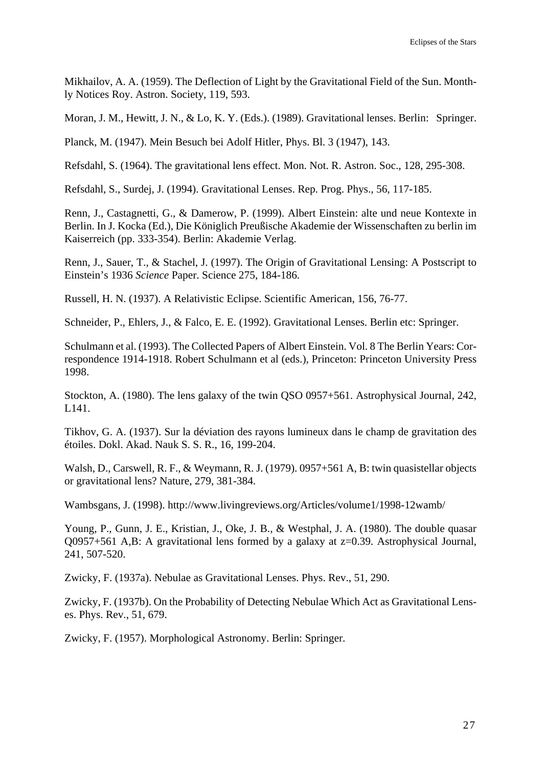Mikhailov, A. A. (1959). The Deflection of Light by the Gravitational Field of the Sun. Monthly Notices Roy. Astron. Society, 119, 593.

Moran, J. M., Hewitt, J. N., & Lo, K. Y. (Eds.). (1989). Gravitational lenses. Berlin: Springer.

Planck, M. (1947). Mein Besuch bei Adolf Hitler, Phys. Bl. 3 (1947), 143.

Refsdahl, S. (1964). The gravitational lens effect. Mon. Not. R. Astron. Soc., 128, 295-308.

Refsdahl, S., Surdej, J. (1994). Gravitational Lenses. Rep. Prog. Phys., 56, 117-185.

Renn, J., Castagnetti, G., & Damerow, P. (1999). Albert Einstein: alte und neue Kontexte in Berlin. In J. Kocka (Ed.), Die Königlich Preußische Akademie der Wissenschaften zu berlin im Kaiserreich (pp. 333-354). Berlin: Akademie Verlag.

Renn, J., Sauer, T., & Stachel, J. (1997). The Origin of Gravitational Lensing: A Postscript to Einstein's 1936 *Science* Paper. Science 275, 184-186.

Russell, H. N. (1937). A Relativistic Eclipse. Scientific American, 156, 76-77.

Schneider, P., Ehlers, J., & Falco, E. E. (1992). Gravitational Lenses. Berlin etc: Springer.

Schulmann et al. (1993). The Collected Papers of Albert Einstein. Vol. 8 The Berlin Years: Correspondence 1914-1918. Robert Schulmann et al (eds.), Princeton: Princeton University Press 1998.

Stockton, A. (1980). The lens galaxy of the twin QSO 0957+561. Astrophysical Journal, 242, L141.

Tikhov, G. A. (1937). Sur la déviation des rayons lumineux dans le champ de gravitation des étoiles. Dokl. Akad. Nauk S. S. R., 16, 199-204.

Walsh, D., Carswell, R. F., & Weymann, R. J. (1979). 0957+561 A, B: twin quasistellar objects or gravitational lens? Nature, 279, 381-384.

Wambsgans, J. (1998). http://www.livingreviews.org/Articles/volume1/1998-12wamb/

Young, P., Gunn, J. E., Kristian, J., Oke, J. B., & Westphal, J. A. (1980). The double quasar Q0957+561 A,B: A gravitational lens formed by a galaxy at z=0.39. Astrophysical Journal, 241, 507-520.

Zwicky, F. (1937a). Nebulae as Gravitational Lenses. Phys. Rev., 51, 290.

Zwicky, F. (1937b). On the Probability of Detecting Nebulae Which Act as Gravitational Lenses. Phys. Rev., 51, 679.

Zwicky, F. (1957). Morphological Astronomy. Berlin: Springer.